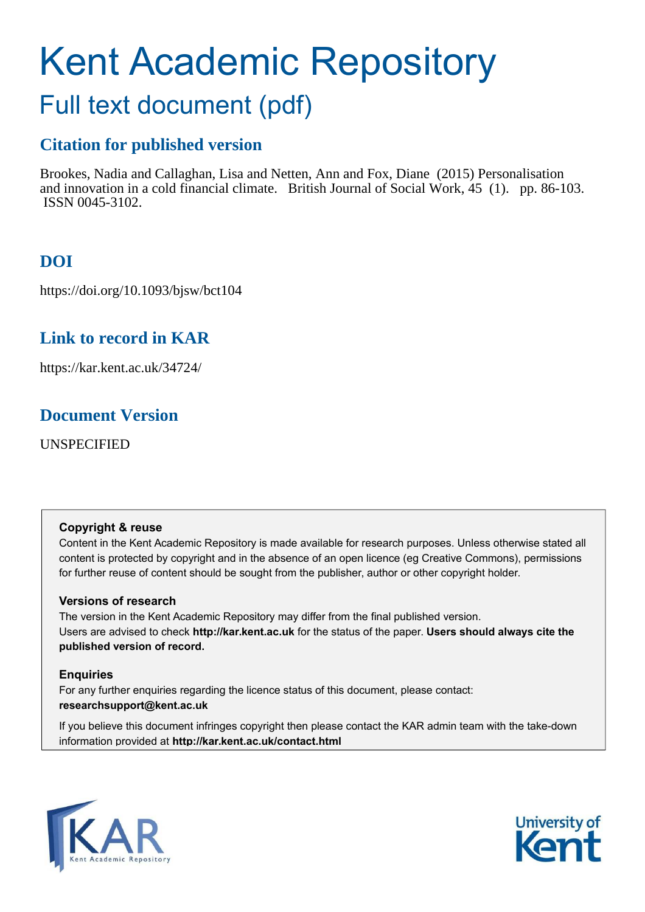# Kent Academic Repository

## Full text document (pdf)

## Citation for published version

Brookes, Nadia and Callaghan, Lisa and Netten, Ann and Fox, Diane (2015) Personalisation and innovation in a cold financial climate. British Journal of Social Work, 45 (1). pp. 86-103. ISSN 0045-3102.

## DOI

https://doi.org/10.1093/bjsw/bct104

## Link to record in KAR

https://kar.kent.ac.uk/34724/

## Document Version

UNSPECIFIED

**Copyright & reuse**

Content in the Kent Academic Repository is made available for research purposes. Unless otherwise stated all content is protected by copyright and in the absence of an open licence (eg Creative Commons), permissions for further reuse of content should be sought from the publisher, author or other copyright holder.

**Versions of research**

The version in the Kent Academic Repository may differ from the final published version. Users are advised to check **http://kar.kent.ac.uk** for the status of the paper. **Users should always cite the published version of record.**

**Enquiries**

For any further enquiries regarding the licence status of this document, please contact: **researchsupport@kent.ac.uk**

If you believe this document infringes copyright then please contact the KAR admin team with the take-down information provided at **http://kar.kent.ac.uk/contact.html**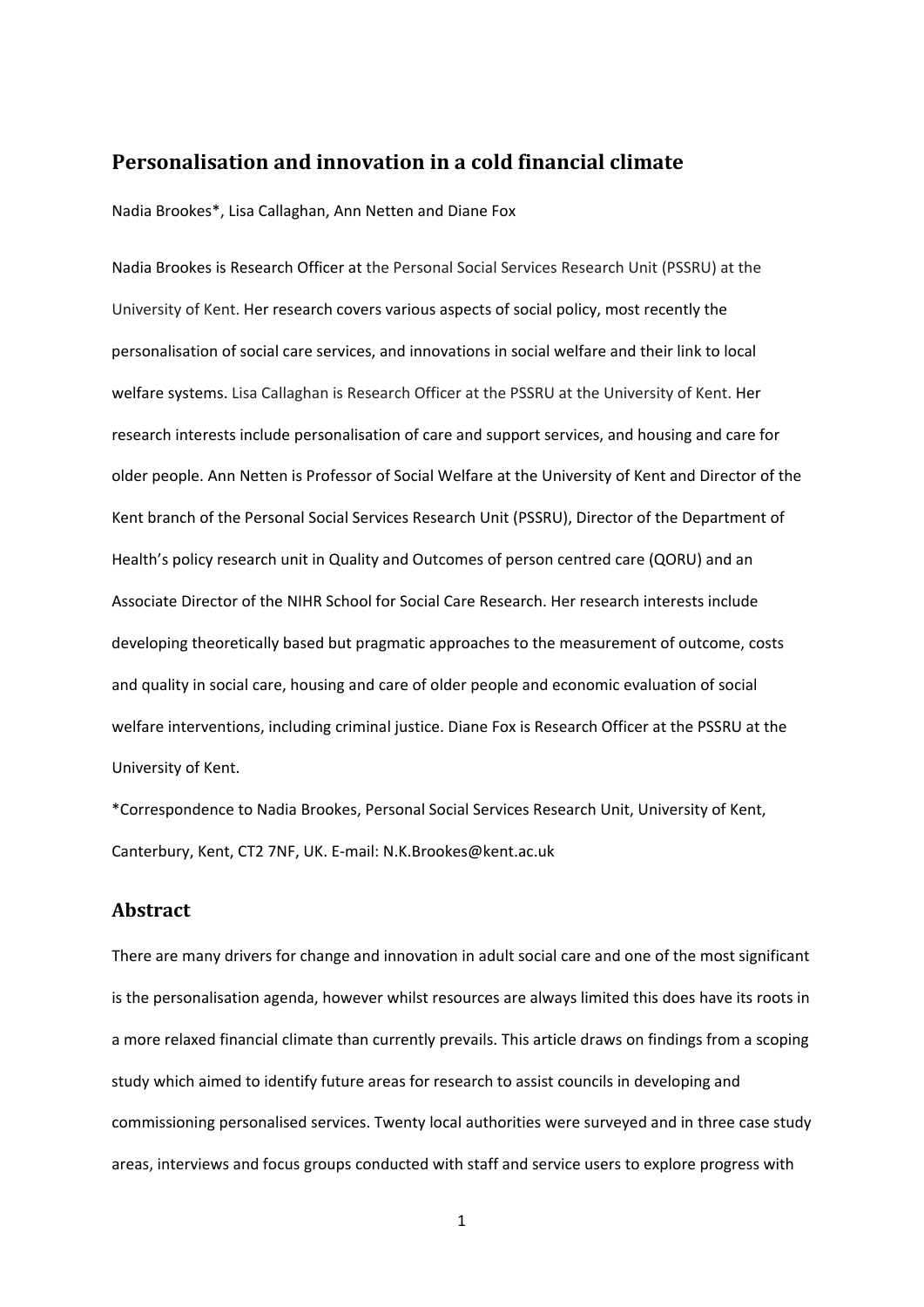## Personalisation and innovation in a cold financial climate

Nadia Brookes*, Lisa Callaghan, Ann Netten and Diane Fox

Nadia Brookes is Research Officer at the Personal Social Services Research Unit (PSSRU) at the University of Kent. Her research covers various aspects of social policy, most recently the personalisation of social care services, and innovations in social welfare and their link to local welfare systems. Lisa Callaghan is Research Officer at the PSSRU at the University of Kent. Her research interests include personalisation of care and support services, and housing and care for older people. Ann Netten is Professor of Social Welfare at the University of Kent and Director of the Kent branch of the Personal Social Services Research Unit (PSSRU), Director of the Department of Health's policy research unit in Quality and Outcomes of person centred care (QORU) and an Associate Director of the NIHR School for Social Care Research. Her research interests include developing theoretically based but pragmatic approaches to the measurement of outcome, costs and quality in social care, housing and care of older people and economic evaluation of social welfare interventions, including criminal justice. Diane Fox is Research Officer at the PSSRU at the University of Kent.

*Correspondence to Nadia Brookes, Personal Social Services Research Unit, University of Kent, Canterbury, Kent, CT2 7NF, UK. E-mail: N.K.Brookes@kent.ac.uk

## Abstract

There are many drivers for change and innovation in adult social care and one of the most significant is the personalisation agenda, however whilst resources are always limited this does have its roots in a more relaxed financial climate than currently prevails. This article draws on findings from a scoping study which aimed to identify future areas for research to assist councils in developing and commissioning personalised services. Twenty local authorities were surveyed and in three case study areas, interviews and focus groups conducted with staff and service users to explore progress with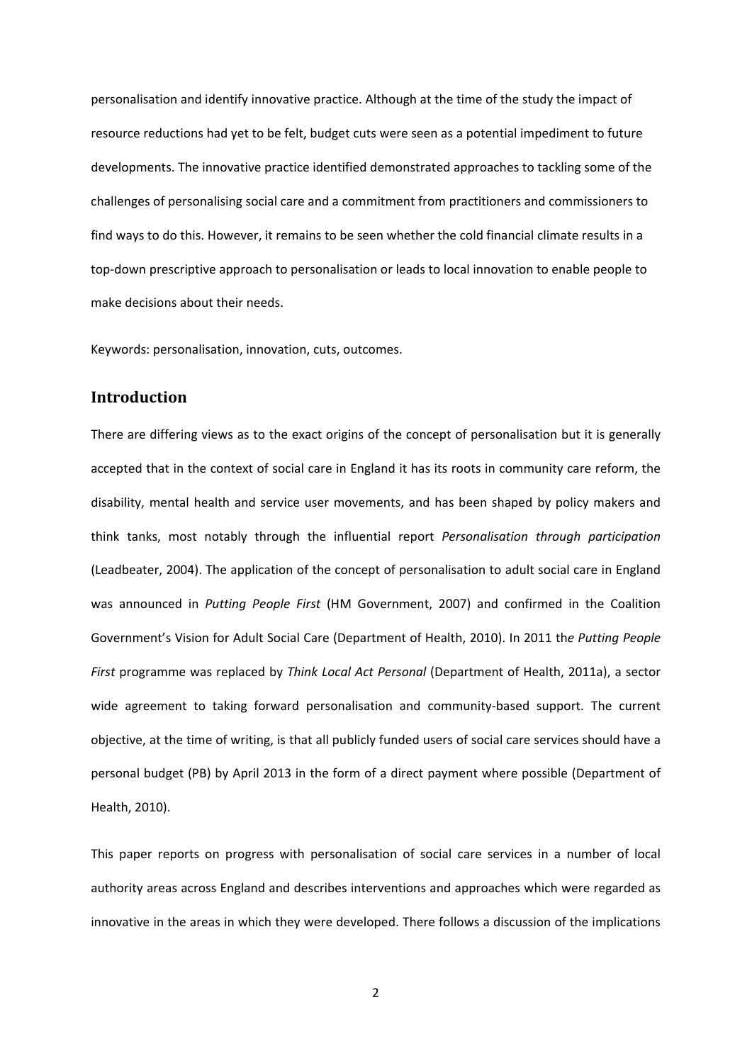personalisation and identify innovative practice. Although at the time of the study the impact of resource reductions had yet to be felt, budget cuts were seen as a potential impediment to future developments. The innovative practice identified demonstrated approaches to tackling some of the challenges of personalising social care and a commitment from practitioners and commissioners to find ways to do this. However, it remains to be seen whether the cold financial climate results in a top-down prescriptive approach to personalisation or leads to local innovation to enable people to make decisions about their needs.

Keywords: personalisation, innovation, cuts, outcomes.

## Introduction

There are differing views as to the exact origins of the concept of personalisation but it is generally accepted that in the context of social care in England it has its roots in community care reform, the disability, mental health and service user movements, and has been shaped by policy makers and think tanks, most notably through the influential report *Personalisation through participation* (Leadbeater, 2004). The application of the concept of personalisation to adult social care in England was announced in *Putting People First* (HM Government, 2007) and confirmed in the Coalition Government's Vision for Adult Social Care (Department of Health, 2010). In 2011 the *Putting People First* programme was replaced by *Think Local Act Personal* (Department of Health, 2011a), a sector wide agreement to taking forward personalisation and community-based support. The current objective, at the time of writing, is that all publicly funded users of social care services should have a personal budget (PB) by April 2013 in the form of a direct payment where possible (Department of Health, 2010).

This paper reports on progress with personalisation of social care services in a number of local authority areas across England and describes interventions and approaches which were regarded as innovative in the areas in which they were developed. There follows a discussion of the implications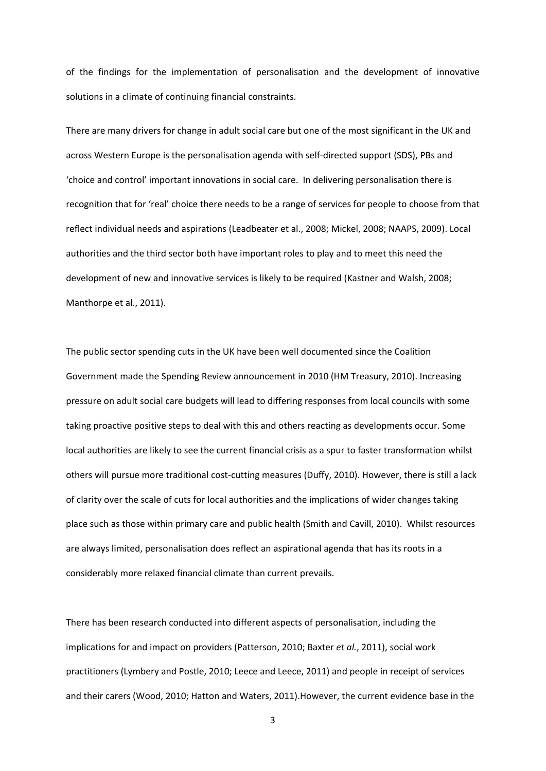of the findings for the implementation of personalisation and the development of innovative solutions in a climate of continuing financial constraints.

There are many drivers for change in adult social care but one of the most significant in the UK and across Western Europe is the personalisation agenda with self-directed support (SDS), PBs and 'choice and control' important innovations in social care. In delivering personalisation there is recognition that for 'real' choice there needs to be a range of services for people to choose from that reflect individual needs and aspirations (Leadbeater et al., 2008; Mickel, 2008; NAAPS, 2009). Local authorities and the third sector both have important roles to play and to meet this need the development of new and innovative services is likely to be required (Kastner and Walsh, 2008; Manthorpe et al., 2011).

The public sector spending cuts in the UK have been well documented since the Coalition Government made the Spending Review announcement in 2010 (HM Treasury, 2010). Increasing pressure on adult social care budgets will lead to differing responses from local councils with some taking proactive positive steps to deal with this and others reacting as developments occur. Some local authorities are likely to see the current financial crisis as a spur to faster transformation whilst others will pursue more traditional cost-cutting measures (Duffy, 2010). However, there is still a lack of clarity over the scale of cuts for local authorities and the implications of wider changes taking place such as those within primary care and public health (Smith and Cavill, 2010). Whilst resources are always limited, personalisation does reflect an aspirational agenda that has its roots in a considerably more relaxed financial climate than current prevails.

There has been research conducted into different aspects of personalisation, including the implications for and impact on providers (Patterson, 2010; Baxter *et al.*, 2011), social work practitioners (Lymbery and Postle, 2010; Leece and Leece, 2011) and people in receipt of services and their carers (Wood, 2010; Hatton and Waters, 2011).However, the current evidence base in the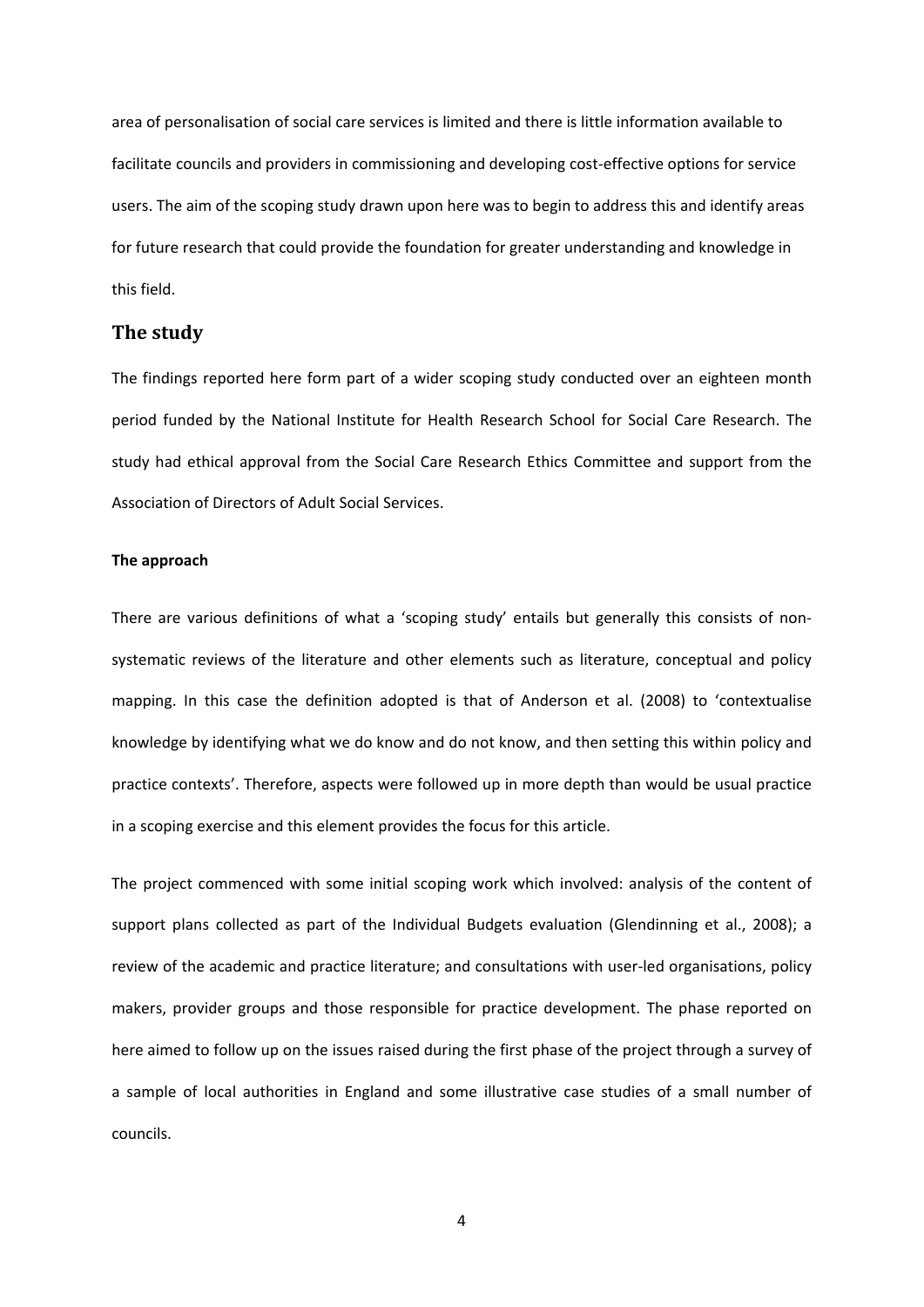area of personalisation of social care services is limited and there is little information available to facilitate councils and providers in commissioning and developing cost-effective options for service users. The aim of the scoping study drawn upon here was to begin to address this and identify areas for future research that could provide the foundation for greater understanding and knowledge in this field.

## The study

The findings reported here form part of a wider scoping study conducted over an eighteen month period funded by the National Institute for Health Research School for Social Care Research. The study had ethical approval from the Social Care Research Ethics Committee and support from the Association of Directors of Adult Social Services.

### The approach

There are various definitions of what a 'scoping study' entails but generally this consists of non-systematic reviews of the literature and other elements such as literature, conceptual and policy mapping. In this case the definition adopted is that of Anderson et al. (2008) to 'contextualise knowledge by identifying what we do know and do not know, and then setting this within policy and practice contexts'. Therefore, aspects were followed up in more depth than would be usual practice in a scoping exercise and this element provides the focus for this article.

The project commenced with some initial scoping work which involved: analysis of the content of support plans collected as part of the Individual Budgets evaluation (Glendinning et al., 2008); a review of the academic and practice literature; and consultations with user-led organisations, policy makers, provider groups and those responsible for practice development. The phase reported on here aimed to follow up on the issues raised during the first phase of the project through a survey of a sample of local authorities in England and some illustrative case studies of a small number of councils.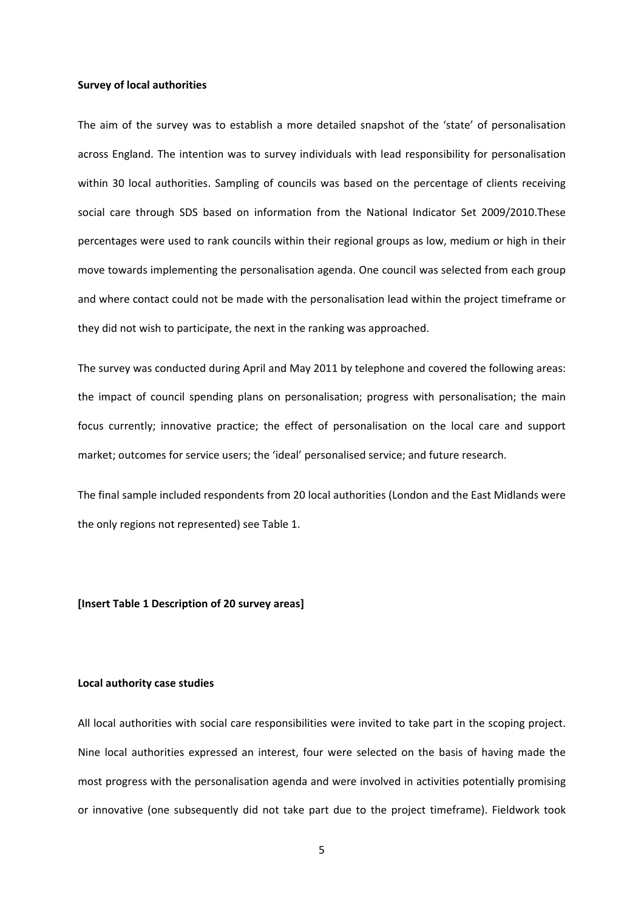**Survey of local authorities**

The aim of the survey was to establish a more detailed snapshot of the 'state' of personalisation across England. The intention was to survey individuals with lead responsibility for personalisation within 30 local authorities. Sampling of councils was based on the percentage of clients receiving social care through SDS based on information from the National Indicator Set 2009/2010.These percentages were used to rank councils within their regional groups as low, medium or high in their move towards implementing the personalisation agenda. One council was selected from each group and where contact could not be made with the personalisation lead within the project timeframe or they did not wish to participate, the next in the ranking was approached.

The survey was conducted during April and May 2011 by telephone and covered the following areas: the impact of council spending plans on personalisation; progress with personalisation; the main focus currently; innovative practice; the effect of personalisation on the local care and support market; outcomes for service users; the 'ideal' personalised service; and future research.

The final sample included respondents from 20 local authorities (London and the East Midlands were the only regions not represented) see Table 1.

**[Insert Table 1 Description of 20 survey areas]**

**Local authority case studies**

All local authorities with social care responsibilities were invited to take part in the scoping project. Nine local authorities expressed an interest, four were selected on the basis of having made the most progress with the personalisation agenda and were involved in activities potentially promising or innovative (one subsequently did not take part due to the project timeframe). Fieldwork took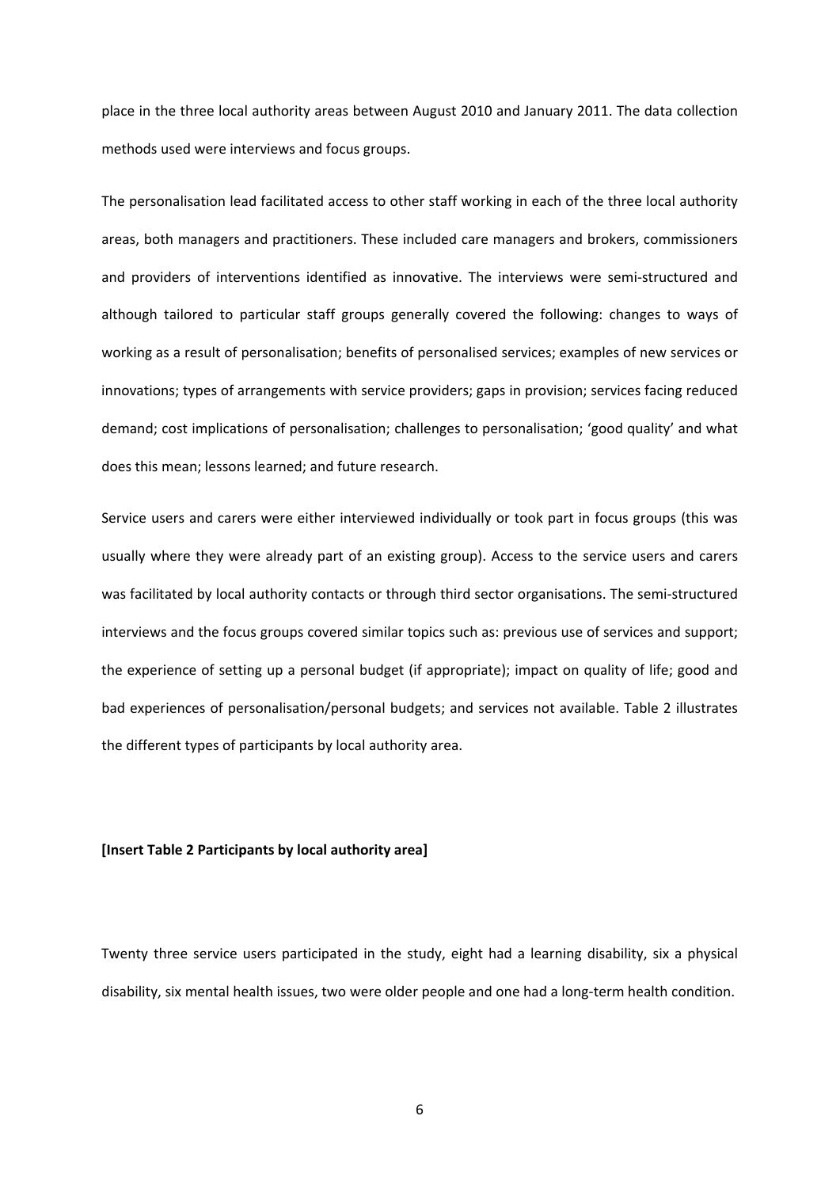place in the three local authority areas between August 2010 and January 2011. The data collection methods used were interviews and focus groups.

The personalisation lead facilitated access to other staff working in each of the three local authority areas, both managers and practitioners. These included care managers and brokers, commissioners and providers of interventions identified as innovative. The interviews were semi-structured and although tailored to particular staff groups generally covered the following: changes to ways of working as a result of personalisation; benefits of personalised services; examples of new services or innovations; types of arrangements with service providers; gaps in provision; services facing reduced demand; cost implications of personalisation; challenges to personalisation; 'good quality' and what does this mean; lessons learned; and future research.

Service users and carers were either interviewed individually or took part in focus groups (this was usually where they were already part of an existing group). Access to the service users and carers was facilitated by local authority contacts or through third sector organisations. The semi-structured interviews and the focus groups covered similar topics such as: previous use of services and support; the experience of setting up a personal budget (if appropriate); impact on quality of life; good and bad experiences of personalisation/personal budgets; and services not available. Table 2 illustrates the different types of participants by local authority area.

**[Insert Table 2 Participants by local authority area]**

Twenty three service users participated in the study, eight had a learning disability, six a physical disability, six mental health issues, two were older people and one had a long-term health condition.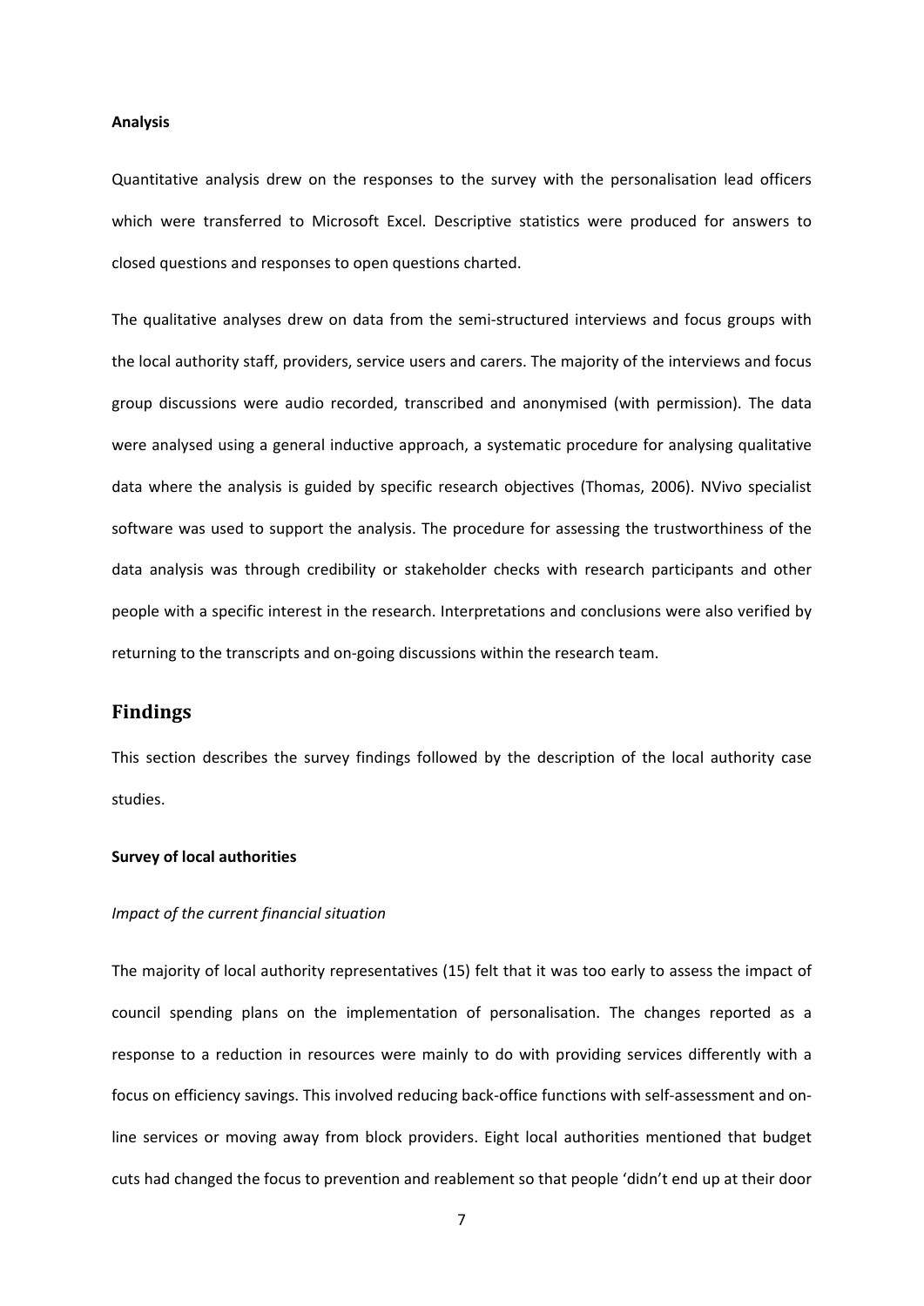**Analysis**

Quantitative analysis drew on the responses to the survey with the personalisation lead officers which were transferred to Microsoft Excel. Descriptive statistics were produced for answers to closed questions and responses to open questions charted.

The qualitative analyses drew on data from the semi-structured interviews and focus groups with the local authority staff, providers, service users and carers. The majority of the interviews and focus group discussions were audio recorded, transcribed and anonymised (with permission). The data were analysed using a general inductive approach, a systematic procedure for analysing qualitative data where the analysis is guided by specific research objectives (Thomas, 2006). NVivo specialist software was used to support the analysis. The procedure for assessing the trustworthiness of the data analysis was through credibility or stakeholder checks with research participants and other people with a specific interest in the research. Interpretations and conclusions were also verified by returning to the transcripts and on-going discussions within the research team.

## Findings

This section describes the survey findings followed by the description of the local authority case studies.

**Survey of local authorities**

*Impact of the current financial situation*

The majority of local authority representatives (15) felt that it was too early to assess the impact of council spending plans on the implementation of personalisation. The changes reported as a response to a reduction in resources were mainly to do with providing services differently with a focus on efficiency savings. This involved reducing back-office functions with self-assessment and on-line services or moving away from block providers. Eight local authorities mentioned that budget cuts had changed the focus to prevention and reablement so that people 'didn't end up at their door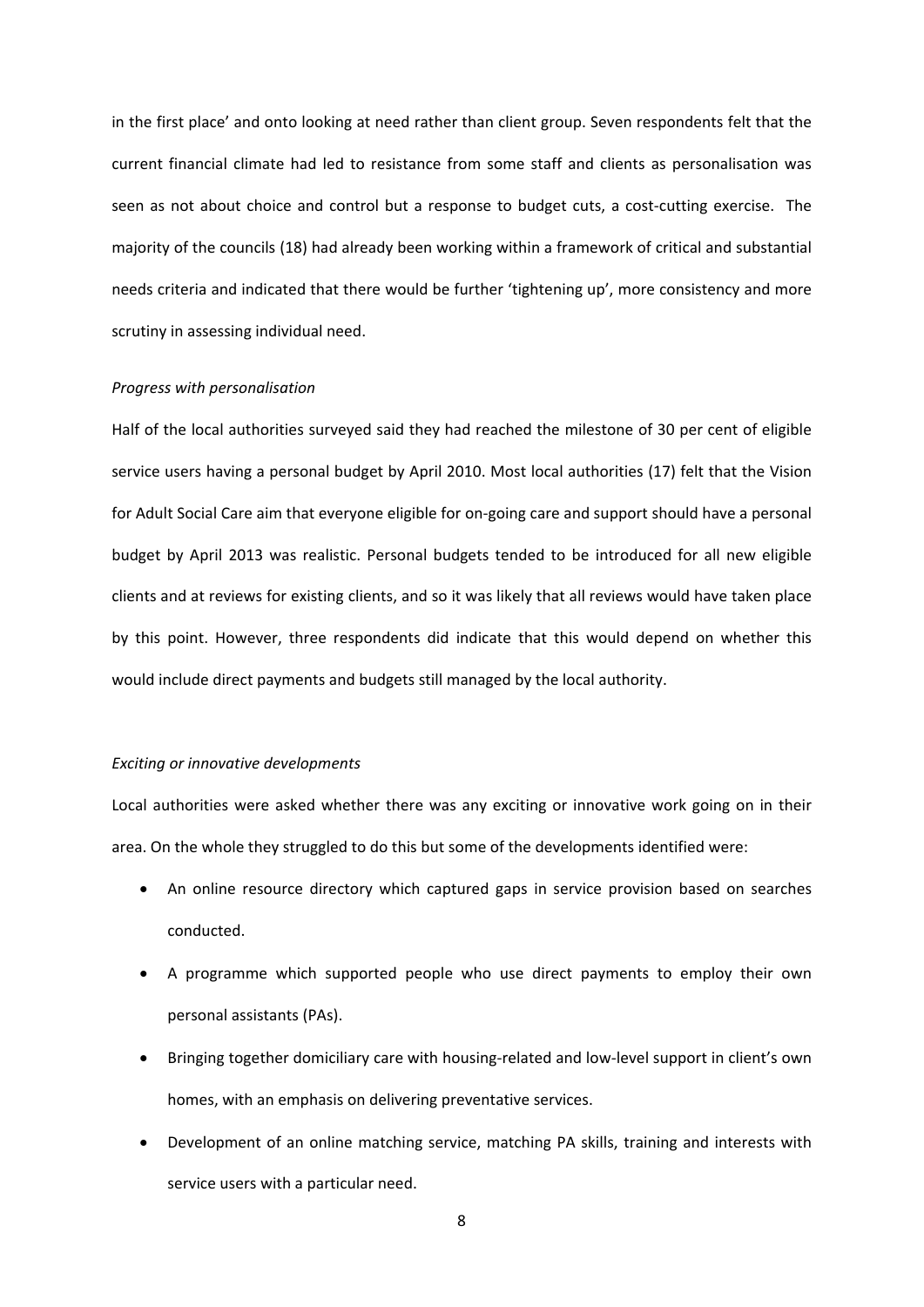in the first place' and onto looking at need rather than client group. Seven respondents felt that the current financial climate had led to resistance from some staff and clients as personalisation was seen as not about choice and control but a response to budget cuts, a cost-cutting exercise. The majority of the councils (18) had already been working within a framework of critical and substantial needs criteria and indicated that there would be further 'tightening up', more consistency and more scrutiny in assessing individual need.

*Progress with personalisation*

Half of the local authorities surveyed said they had reached the milestone of 30 per cent of eligible service users having a personal budget by April 2010. Most local authorities (17) felt that the Vision for Adult Social Care aim that everyone eligible for on-going care and support should have a personal budget by April 2013 was realistic. Personal budgets tended to be introduced for all new eligible clients and at reviews for existing clients, and so it was likely that all reviews would have taken place by this point. However, three respondents did indicate that this would depend on whether this would include direct payments and budgets still managed by the local authority.

*Exciting or innovative developments*

Local authorities were asked whether there was any exciting or innovative work going on in their area. On the whole they struggled to do this but some of the developments identified were:

- An online resource directory which captured gaps in service provision based on searches conducted.
- A programme which supported people who use direct payments to employ their own personal assistants (PAs).
- Bringing together domiciliary care with housing-related and low-level support in client's own homes, with an emphasis on delivering preventative services.
- Development of an online matching service, matching PA skills, training and interests with service users with a particular need.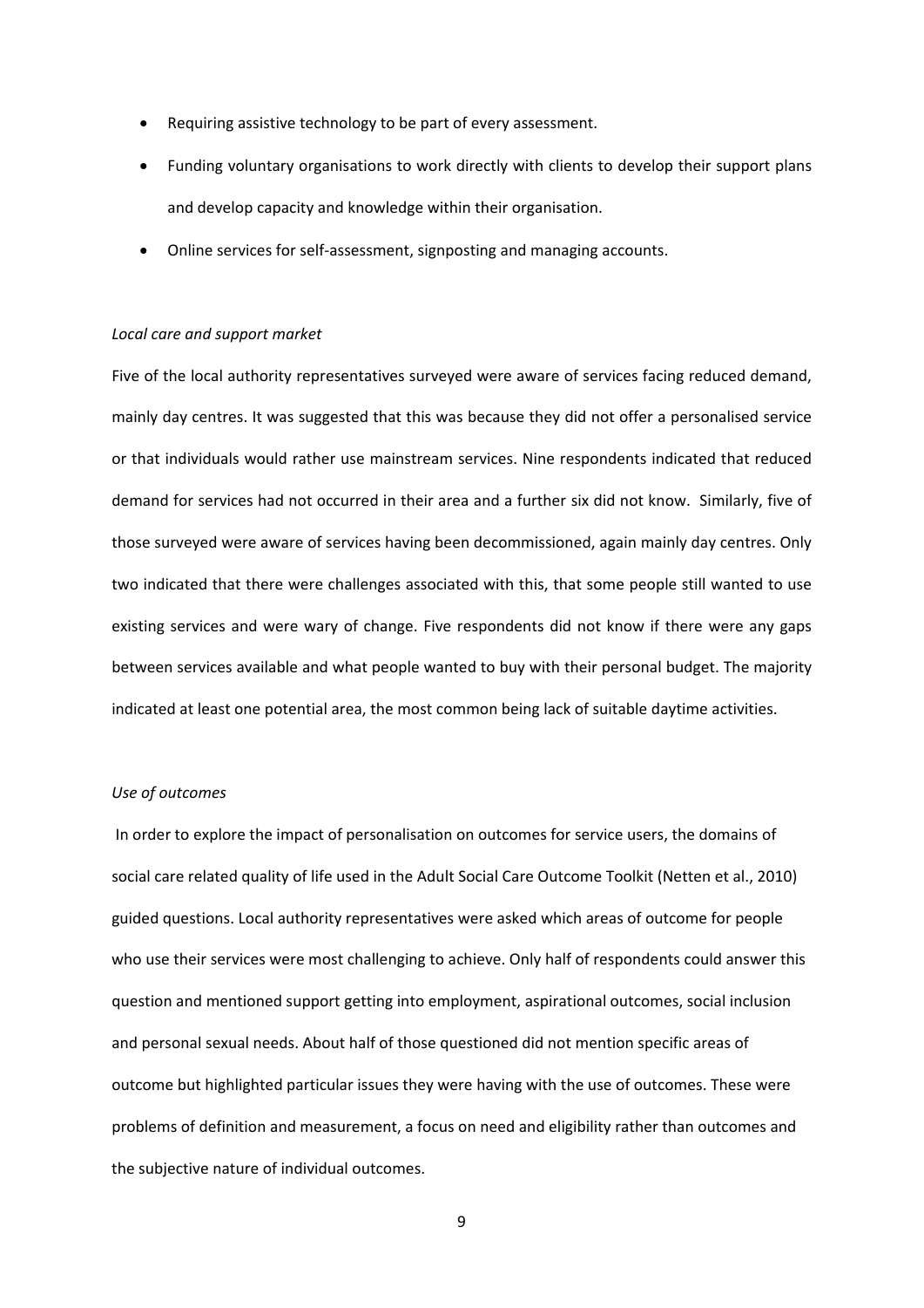- Requiring assistive technology to be part of every assessment.
- Funding voluntary organisations to work directly with clients to develop their support plans and develop capacity and knowledge within their organisation.
- Online services for self-assessment, signposting and managing accounts.

*Local care and support market*

Five of the local authority representatives surveyed were aware of services facing reduced demand, mainly day centres. It was suggested that this was because they did not offer a personalised service or that individuals would rather use mainstream services. Nine respondents indicated that reduced demand for services had not occurred in their area and a further six did not know. Similarly, five of those surveyed were aware of services having been decommissioned, again mainly day centres. Only two indicated that there were challenges associated with this, that some people still wanted to use existing services and were wary of change. Five respondents did not know if there were any gaps between services available and what people wanted to buy with their personal budget. The majority indicated at least one potential area, the most common being lack of suitable daytime activities.

*Use of outcomes*

In order to explore the impact of personalisation on outcomes for service users, the domains of social care related quality of life used in the Adult Social Care Outcome Toolkit (Netten et al., 2010) guided questions. Local authority representatives were asked which areas of outcome for people who use their services were most challenging to achieve. Only half of respondents could answer this question and mentioned support getting into employment, aspirational outcomes, social inclusion and personal sexual needs. About half of those questioned did not mention specific areas of outcome but highlighted particular issues they were having with the use of outcomes. These were problems of definition and measurement, a focus on need and eligibility rather than outcomes and the subjective nature of individual outcomes.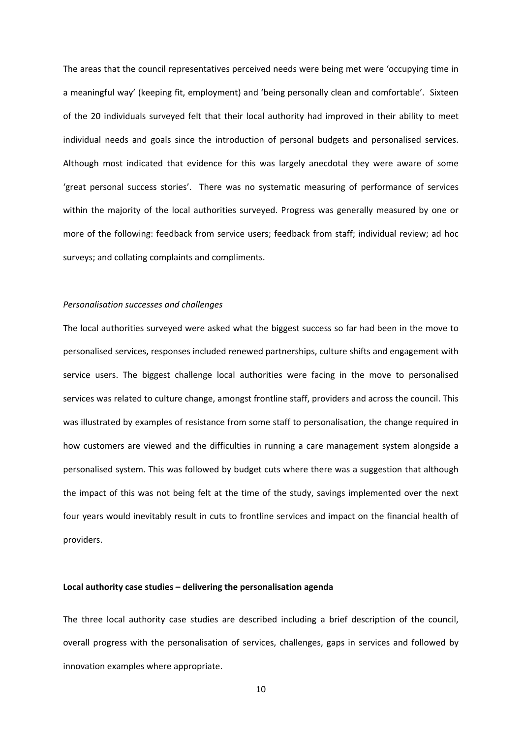The areas that the council representatives perceived needs were being met were 'occupying time in a meaningful way' (keeping fit, employment) and 'being personally clean and comfortable'. Sixteen of the 20 individuals surveyed felt that their local authority had improved in their ability to meet individual needs and goals since the introduction of personal budgets and personalised services. Although most indicated that evidence for this was largely anecdotal they were aware of some 'great personal success stories'. There was no systematic measuring of performance of services within the majority of the local authorities surveyed. Progress was generally measured by one or more of the following: feedback from service users; feedback from staff; individual review; ad hoc surveys; and collating complaints and compliments.

*Personalisation successes and challenges*

The local authorities surveyed were asked what the biggest success so far had been in the move to personalised services, responses included renewed partnerships, culture shifts and engagement with service users. The biggest challenge local authorities were facing in the move to personalised services was related to culture change, amongst frontline staff, providers and across the council. This was illustrated by examples of resistance from some staff to personalisation, the change required in how customers are viewed and the difficulties in running a care management system alongside a personalised system. This was followed by budget cuts where there was a suggestion that although the impact of this was not being felt at the time of the study, savings implemented over the next four years would inevitably result in cuts to frontline services and impact on the financial health of providers.

**Local authority case studies – delivering the personalisation agenda**

The three local authority case studies are described including a brief description of the council, overall progress with the personalisation of services, challenges, gaps in services and followed by innovation examples where appropriate.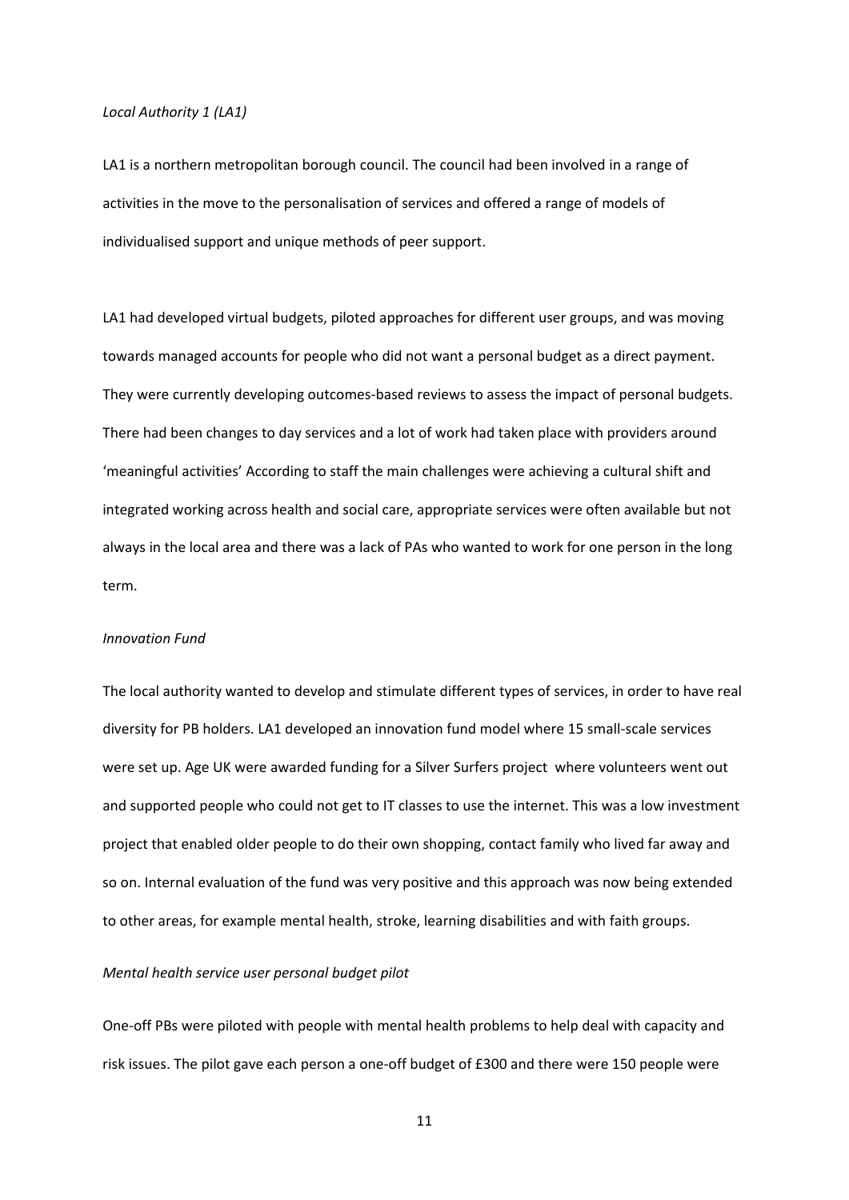*Local Authority 1 (LA1)*

LA1 is a northern metropolitan borough council. The council had been involved in a range of activities in the move to the personalisation of services and offered a range of models of individualised support and unique methods of peer support.

LA1 had developed virtual budgets, piloted approaches for different user groups, and was moving towards managed accounts for people who did not want a personal budget as a direct payment. They were currently developing outcomes-based reviews to assess the impact of personal budgets. There had been changes to day services and a lot of work had taken place with providers around 'meaningful activities' According to staff the main challenges were achieving a cultural shift and integrated working across health and social care, appropriate services were often available but not always in the local area and there was a lack of PAs who wanted to work for one person in the long term.

*Innovation Fund*

The local authority wanted to develop and stimulate different types of services, in order to have real diversity for PB holders. LA1 developed an innovation fund model where 15 small-scale services were set up. Age UK were awarded funding for a Silver Surfers project where volunteers went out and supported people who could not get to IT classes to use the internet. This was a low investment project that enabled older people to do their own shopping, contact family who lived far away and so on. Internal evaluation of the fund was very positive and this approach was now being extended to other areas, for example mental health, stroke, learning disabilities and with faith groups.

*Mental health service user personal budget pilot*

One-off PBs were piloted with people with mental health problems to help deal with capacity and risk issues. The pilot gave each person a one-off budget of £300 and there were 150 people were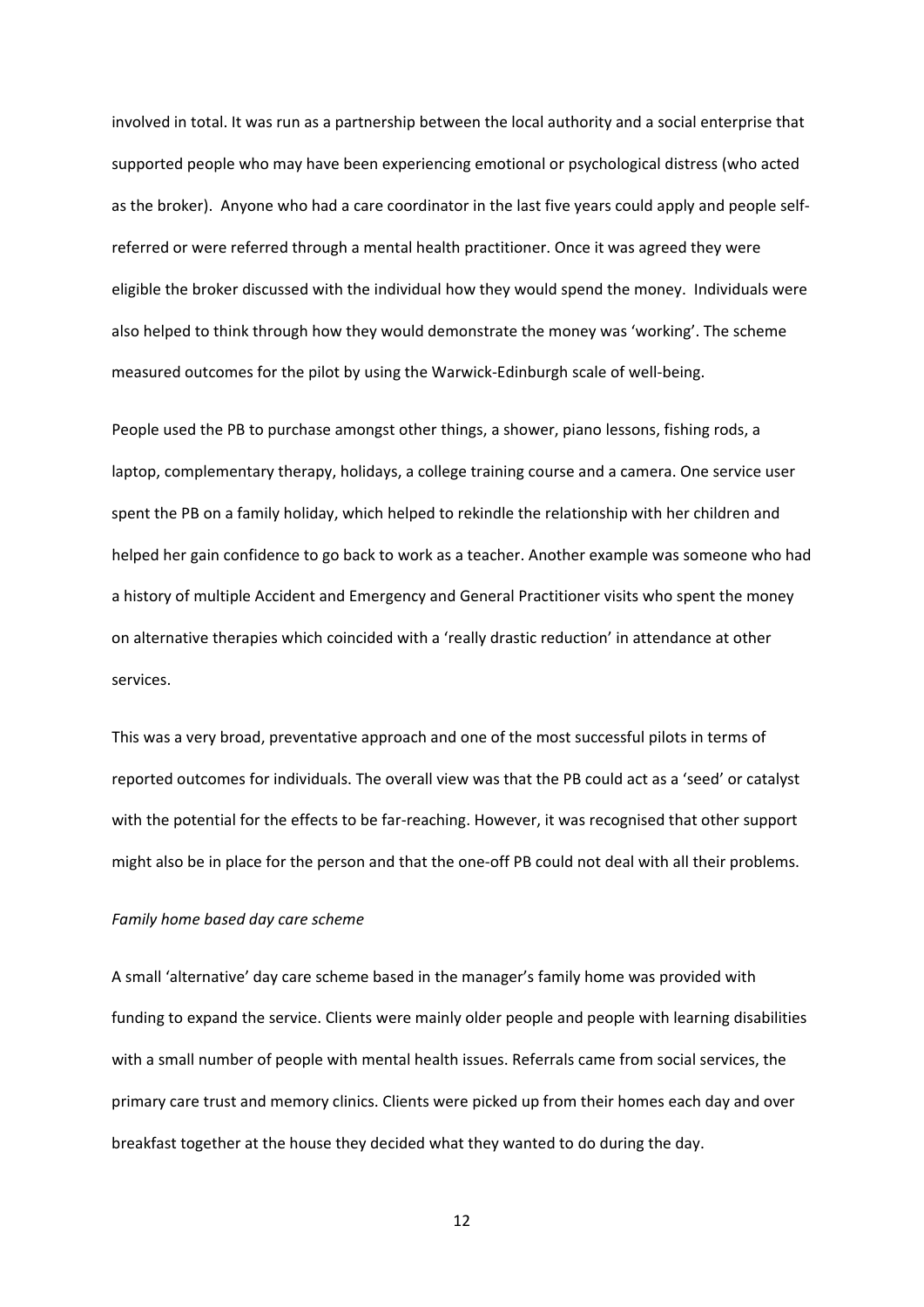involved in total. It was run as a partnership between the local authority and a social enterprise that supported people who may have been experiencing emotional or psychological distress (who acted as the broker). Anyone who had a care coordinator in the last five years could apply and people self-referred or were referred through a mental health practitioner. Once it was agreed they were eligible the broker discussed with the individual how they would spend the money. Individuals were also helped to think through how they would demonstrate the money was 'working'. The scheme measured outcomes for the pilot by using the Warwick-Edinburgh scale of well-being.

People used the PB to purchase amongst other things, a shower, piano lessons, fishing rods, a laptop, complementary therapy, holidays, a college training course and a camera. One service user spent the PB on a family holiday, which helped to rekindle the relationship with her children and helped her gain confidence to go back to work as a teacher. Another example was someone who had a history of multiple Accident and Emergency and General Practitioner visits who spent the money on alternative therapies which coincided with a 'really drastic reduction' in attendance at other services.

This was a very broad, preventative approach and one of the most successful pilots in terms of reported outcomes for individuals. The overall view was that the PB could act as a 'seed' or catalyst with the potential for the effects to be far-reaching. However, it was recognised that other support might also be in place for the person and that the one-off PB could not deal with all their problems.

*Family home based day care scheme*

A small 'alternative' day care scheme based in the manager's family home was provided with funding to expand the service. Clients were mainly older people and people with learning disabilities with a small number of people with mental health issues. Referrals came from social services, the primary care trust and memory clinics. Clients were picked up from their homes each day and over breakfast together at the house they decided what they wanted to do during the day.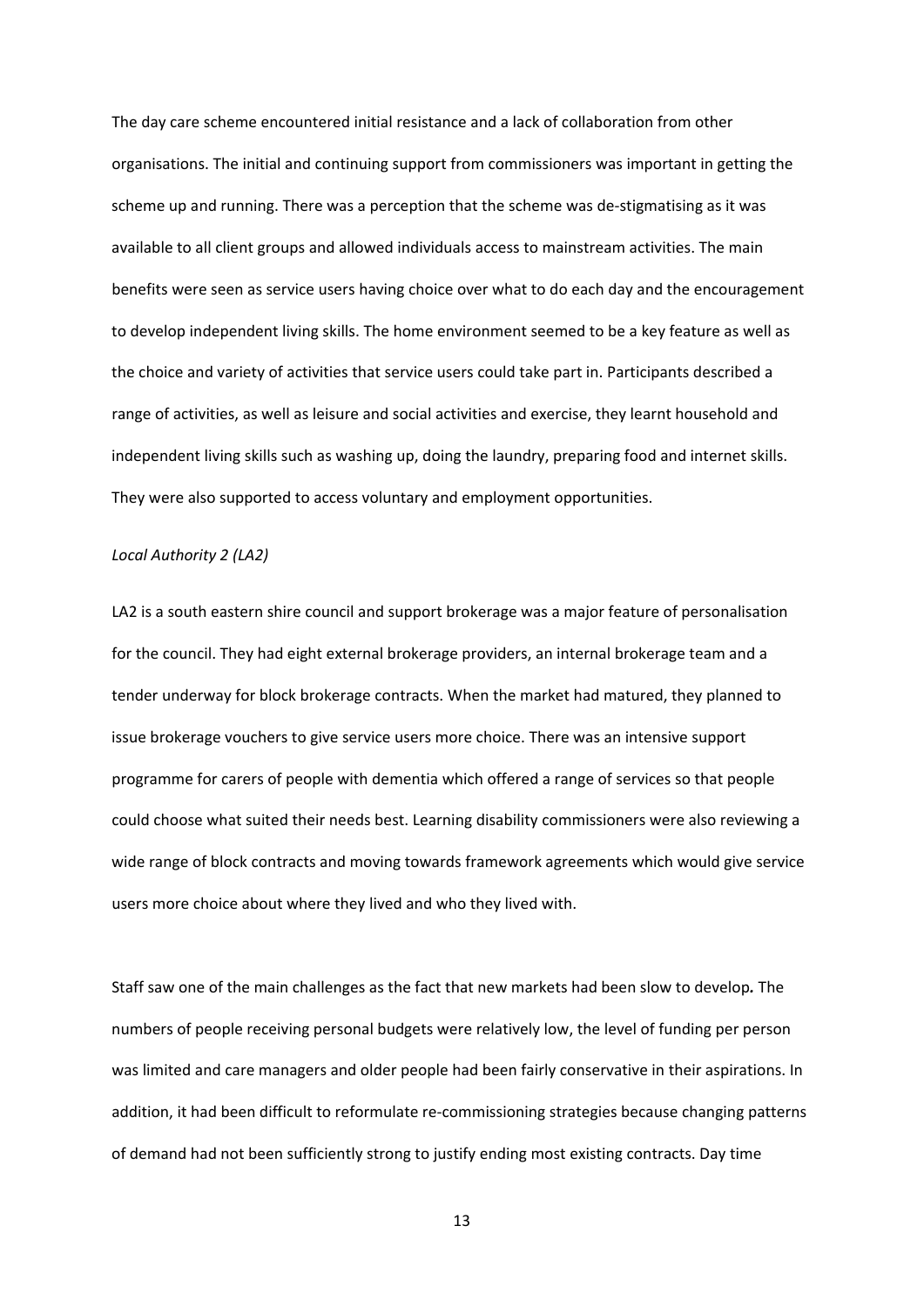The day care scheme encountered initial resistance and a lack of collaboration from other organisations. The initial and continuing support from commissioners was important in getting the scheme up and running. There was a perception that the scheme was de-stigmatising as it was available to all client groups and allowed individuals access to mainstream activities. The main benefits were seen as service users having choice over what to do each day and the encouragement to develop independent living skills. The home environment seemed to be a key feature as well as the choice and variety of activities that service users could take part in. Participants described a range of activities, as well as leisure and social activities and exercise, they learnt household and independent living skills such as washing up, doing the laundry, preparing food and internet skills. They were also supported to access voluntary and employment opportunities.

*Local Authority 2 (LA2)*

LA2 is a south eastern shire council and support brokerage was a major feature of personalisation for the council. They had eight external brokerage providers, an internal brokerage team and a tender underway for block brokerage contracts. When the market had matured, they planned to issue brokerage vouchers to give service users more choice. There was an intensive support programme for carers of people with dementia which offered a range of services so that people could choose what suited their needs best. Learning disability commissioners were also reviewing a wide range of block contracts and moving towards framework agreements which would give service users more choice about where they lived and who they lived with.

Staff saw one of the main challenges as the fact that new markets had been slow to develop**.** The numbers of people receiving personal budgets were relatively low, the level of funding per person was limited and care managers and older people had been fairly conservative in their aspirations. In addition, it had been difficult to reformulate re-commissioning strategies because changing patterns of demand had not been sufficiently strong to justify ending most existing contracts. Day time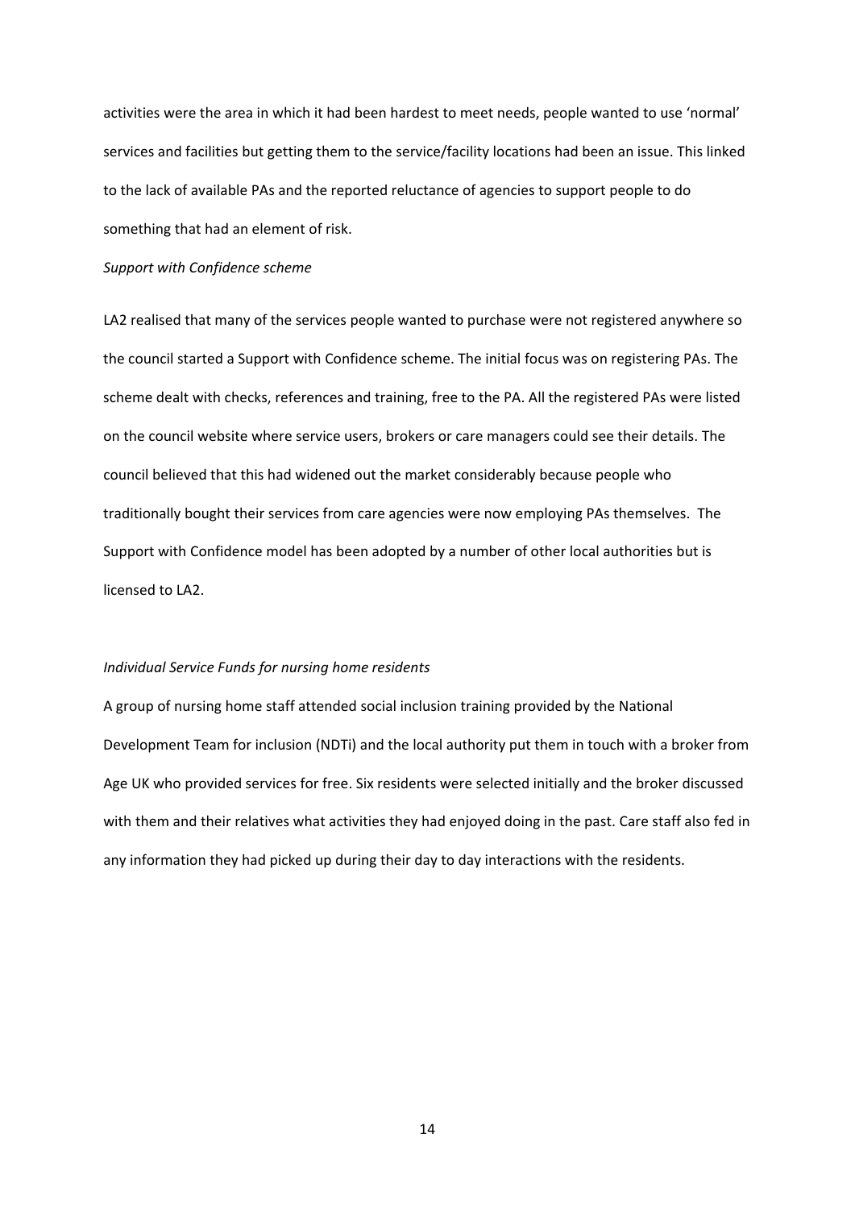activities were the area in which it had been hardest to meet needs, people wanted to use 'normal' services and facilities but getting them to the service/facility locations had been an issue. This linked to the lack of available PAs and the reported reluctance of agencies to support people to do something that had an element of risk.

*Support with Confidence scheme*

LA2 realised that many of the services people wanted to purchase were not registered anywhere so the council started a Support with Confidence scheme. The initial focus was on registering PAs. The scheme dealt with checks, references and training, free to the PA. All the registered PAs were listed on the council website where service users, brokers or care managers could see their details. The council believed that this had widened out the market considerably because people who traditionally bought their services from care agencies were now employing PAs themselves. The Support with Confidence model has been adopted by a number of other local authorities but is licensed to LA2.

*Individual Service Funds for nursing home residents*

A group of nursing home staff attended social inclusion training provided by the National Development Team for inclusion (NDTi) and the local authority put them in touch with a broker from Age UK who provided services for free. Six residents were selected initially and the broker discussed with them and their relatives what activities they had enjoyed doing in the past. Care staff also fed in any information they had picked up during their day to day interactions with the residents.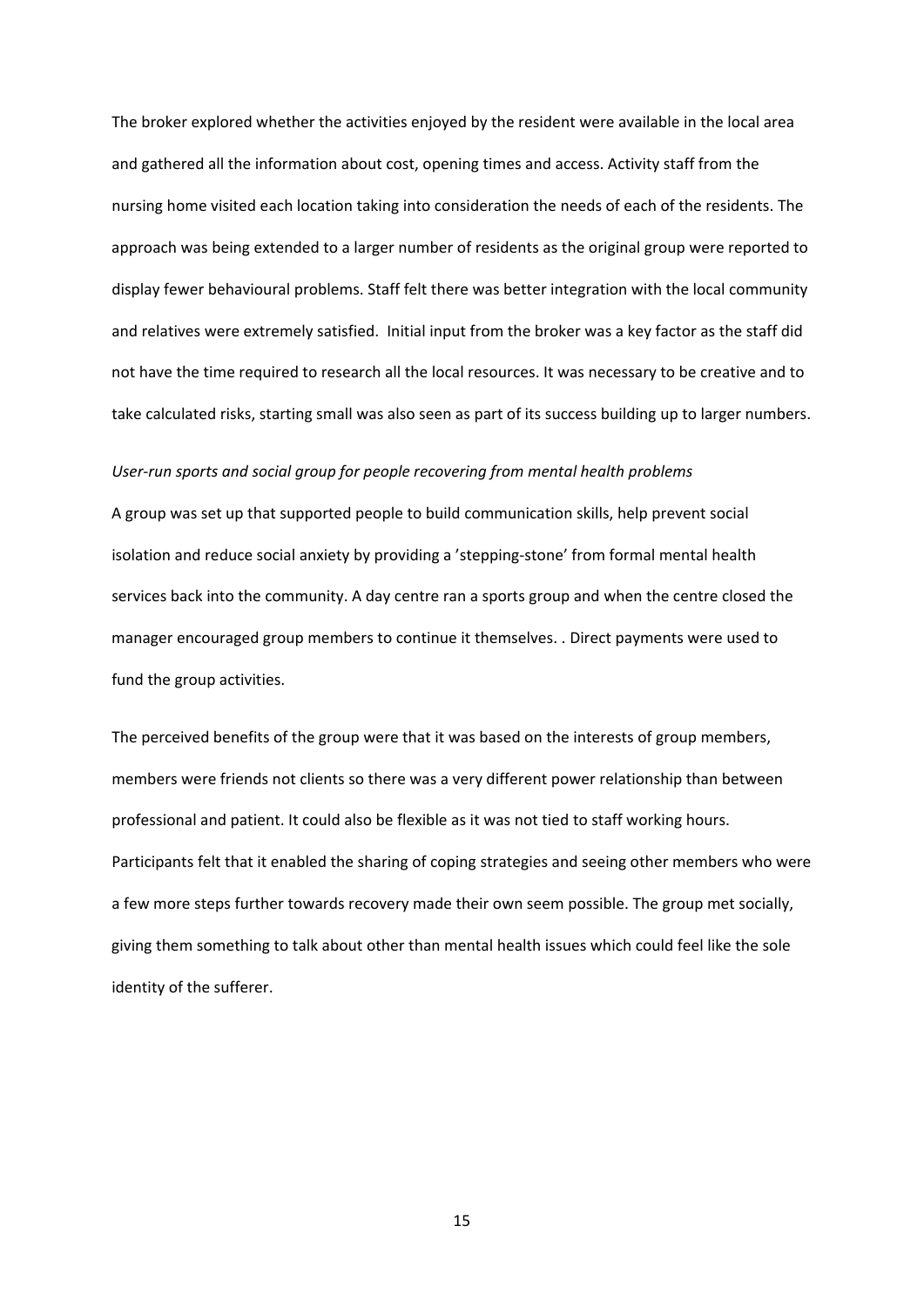The broker explored whether the activities enjoyed by the resident were available in the local area and gathered all the information about cost, opening times and access. Activity staff from the nursing home visited each location taking into consideration the needs of each of the residents. The approach was being extended to a larger number of residents as the original group were reported to display fewer behavioural problems. Staff felt there was better integration with the local community and relatives were extremely satisfied.  Initial input from the broker was a key factor as the staff did not have the time required to research all the local resources. It was necessary to be creative and to take calculated risks, starting small was also seen as part of its success building up to larger numbers.

*User-run sports and social group for people recovering from mental health problems*

A group was set up that supported people to build communication skills, help prevent social isolation and reduce social anxiety by providing a 'stepping-stone' from formal mental health services back into the community. A day centre ran a sports group and when the centre closed the manager encouraged group members to continue it themselves. . Direct payments were used to fund the group activities.

The perceived benefits of the group were that it was based on the interests of group members, members were friends not clients so there was a very different power relationship than between professional and patient. It could also be flexible as it was not tied to staff working hours. Participants felt that it enabled the sharing of coping strategies and seeing other members who were a few more steps further towards recovery made their own seem possible. The group met socially, giving them something to talk about other than mental health issues which could feel like the sole identity of the sufferer.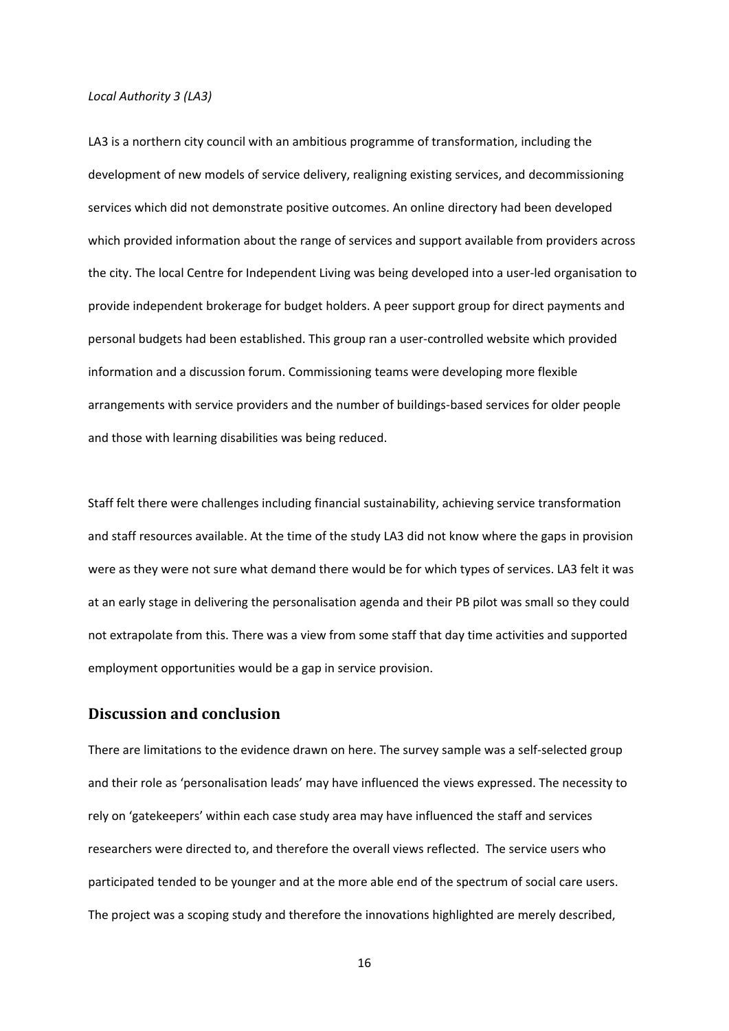*Local Authority 3 (LA3)*

LA3 is a northern city council with an ambitious programme of transformation, including the development of new models of service delivery, realigning existing services, and decommissioning services which did not demonstrate positive outcomes. An online directory had been developed which provided information about the range of services and support available from providers across the city. The local Centre for Independent Living was being developed into a user-led organisation to provide independent brokerage for budget holders. A peer support group for direct payments and personal budgets had been established. This group ran a user-controlled website which provided information and a discussion forum. Commissioning teams were developing more flexible arrangements with service providers and the number of buildings-based services for older people and those with learning disabilities was being reduced.

Staff felt there were challenges including financial sustainability, achieving service transformation and staff resources available. At the time of the study LA3 did not know where the gaps in provision were as they were not sure what demand there would be for which types of services. LA3 felt it was at an early stage in delivering the personalisation agenda and their PB pilot was small so they could not extrapolate from this. There was a view from some staff that day time activities and supported employment opportunities would be a gap in service provision.

## Discussion and conclusion

There are limitations to the evidence drawn on here. The survey sample was a self-selected group and their role as 'personalisation leads' may have influenced the views expressed. The necessity to rely on 'gatekeepers' within each case study area may have influenced the staff and services researchers were directed to, and therefore the overall views reflected. The service users who participated tended to be younger and at the more able end of the spectrum of social care users. The project was a scoping study and therefore the innovations highlighted are merely described,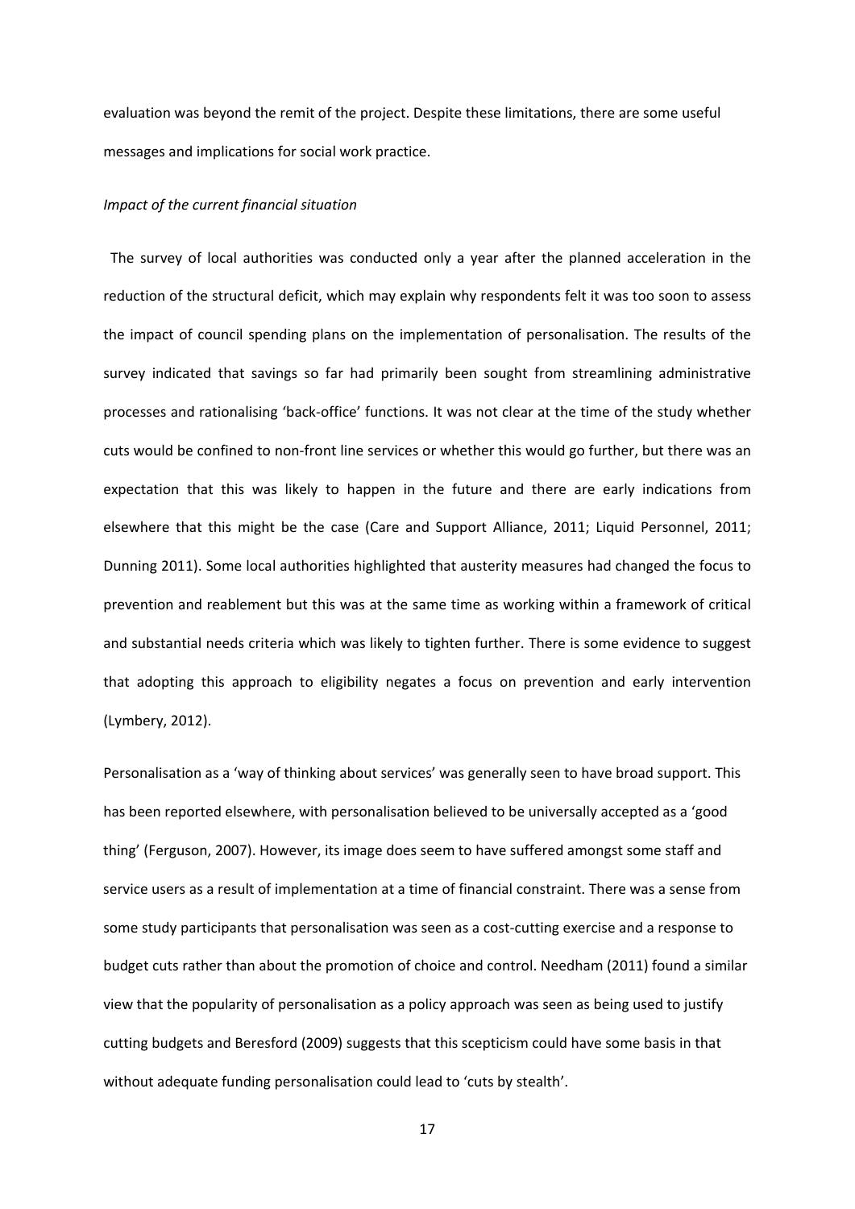evaluation was beyond the remit of the project. Despite these limitations, there are some useful messages and implications for social work practice.

*Impact of the current financial situation*

The survey of local authorities was conducted only a year after the planned acceleration in the reduction of the structural deficit, which may explain why respondents felt it was too soon to assess the impact of council spending plans on the implementation of personalisation. The results of the survey indicated that savings so far had primarily been sought from streamlining administrative processes and rationalising 'back-office' functions. It was not clear at the time of the study whether cuts would be confined to non-front line services or whether this would go further, but there was an expectation that this was likely to happen in the future and there are early indications from elsewhere that this might be the case (Care and Support Alliance, 2011; Liquid Personnel, 2011; Dunning 2011). Some local authorities highlighted that austerity measures had changed the focus to prevention and reablement but this was at the same time as working within a framework of critical and substantial needs criteria which was likely to tighten further. There is some evidence to suggest that adopting this approach to eligibility negates a focus on prevention and early intervention (Lymbery, 2012).

Personalisation as a 'way of thinking about services' was generally seen to have broad support. This has been reported elsewhere, with personalisation believed to be universally accepted as a 'good thing' (Ferguson, 2007). However, its image does seem to have suffered amongst some staff and service users as a result of implementation at a time of financial constraint. There was a sense from some study participants that personalisation was seen as a cost-cutting exercise and a response to budget cuts rather than about the promotion of choice and control. Needham (2011) found a similar view that the popularity of personalisation as a policy approach was seen as being used to justify cutting budgets and Beresford (2009) suggests that this scepticism could have some basis in that without adequate funding personalisation could lead to 'cuts by stealth'.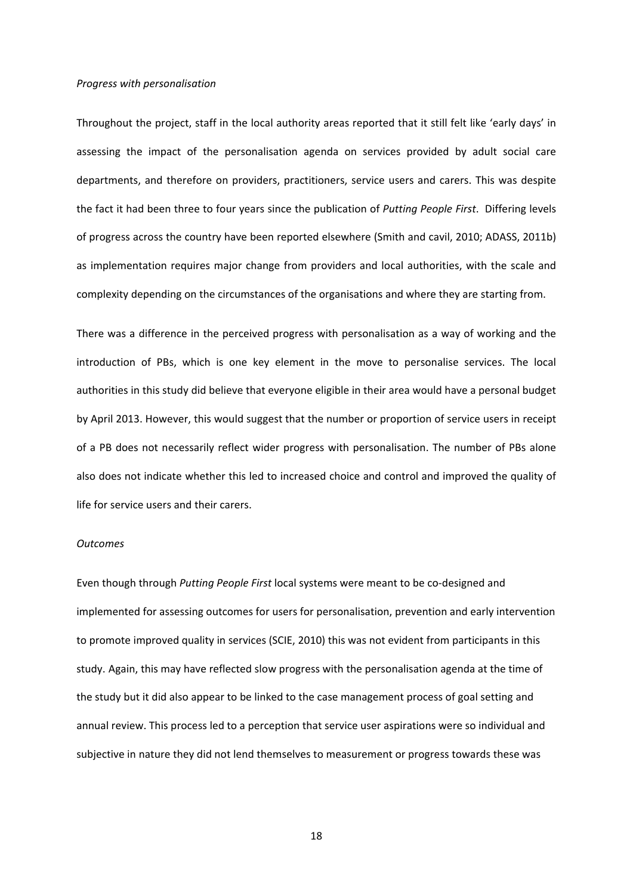*Progress with personalisation*

Throughout the project, staff in the local authority areas reported that it still felt like 'early days' in assessing the impact of the personalisation agenda on services provided by adult social care departments, and therefore on providers, practitioners, service users and carers. This was despite the fact it had been three to four years since the publication of *Putting People First*. Differing levels of progress across the country have been reported elsewhere (Smith and cavil, 2010; ADASS, 2011b) as implementation requires major change from providers and local authorities, with the scale and complexity depending on the circumstances of the organisations and where they are starting from.

There was a difference in the perceived progress with personalisation as a way of working and the introduction of PBs, which is one key element in the move to personalise services. The local authorities in this study did believe that everyone eligible in their area would have a personal budget by April 2013. However, this would suggest that the number or proportion of service users in receipt of a PB does not necessarily reflect wider progress with personalisation. The number of PBs alone also does not indicate whether this led to increased choice and control and improved the quality of life for service users and their carers.

*Outcomes*

Even though through *Putting People First* local systems were meant to be co-designed and implemented for assessing outcomes for users for personalisation, prevention and early intervention to promote improved quality in services (SCIE, 2010) this was not evident from participants in this study. Again, this may have reflected slow progress with the personalisation agenda at the time of the study but it did also appear to be linked to the case management process of goal setting and annual review. This process led to a perception that service user aspirations were so individual and subjective in nature they did not lend themselves to measurement or progress towards these was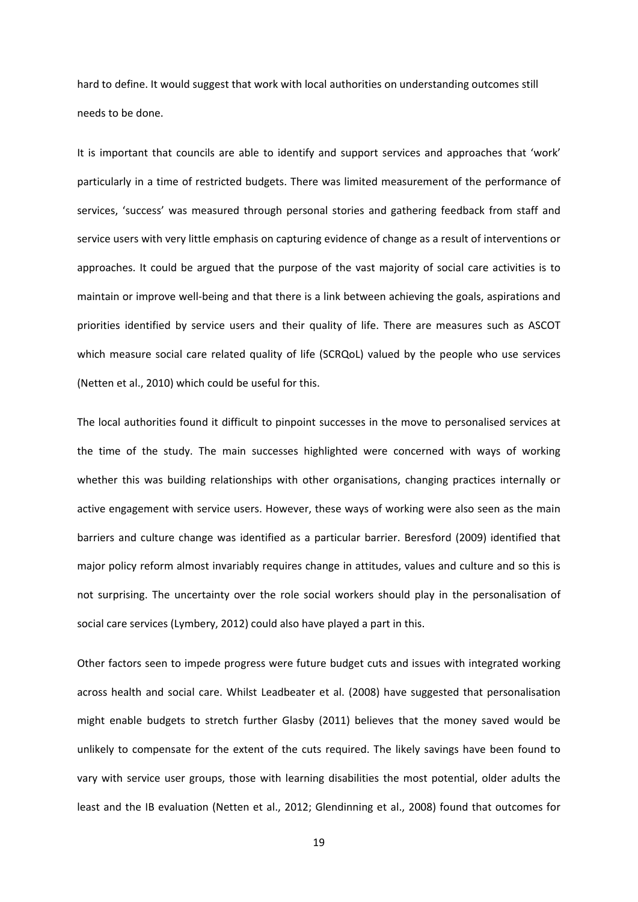hard to define. It would suggest that work with local authorities on understanding outcomes still needs to be done.

It is important that councils are able to identify and support services and approaches that 'work' particularly in a time of restricted budgets. There was limited measurement of the performance of services, 'success' was measured through personal stories and gathering feedback from staff and service users with very little emphasis on capturing evidence of change as a result of interventions or approaches. It could be argued that the purpose of the vast majority of social care activities is to maintain or improve well-being and that there is a link between achieving the goals, aspirations and priorities identified by service users and their quality of life. There are measures such as ASCOT which measure social care related quality of life (SCRQoL) valued by the people who use services (Netten et al., 2010) which could be useful for this.

The local authorities found it difficult to pinpoint successes in the move to personalised services at the time of the study. The main successes highlighted were concerned with ways of working whether this was building relationships with other organisations, changing practices internally or active engagement with service users. However, these ways of working were also seen as the main barriers and culture change was identified as a particular barrier. Beresford (2009) identified that major policy reform almost invariably requires change in attitudes, values and culture and so this is not surprising. The uncertainty over the role social workers should play in the personalisation of social care services (Lymbery, 2012) could also have played a part in this.

Other factors seen to impede progress were future budget cuts and issues with integrated working across health and social care. Whilst Leadbeater et al. (2008) have suggested that personalisation might enable budgets to stretch further Glasby (2011) believes that the money saved would be unlikely to compensate for the extent of the cuts required. The likely savings have been found to vary with service user groups, those with learning disabilities the most potential, older adults the least and the IB evaluation (Netten et al., 2012; Glendinning et al., 2008) found that outcomes for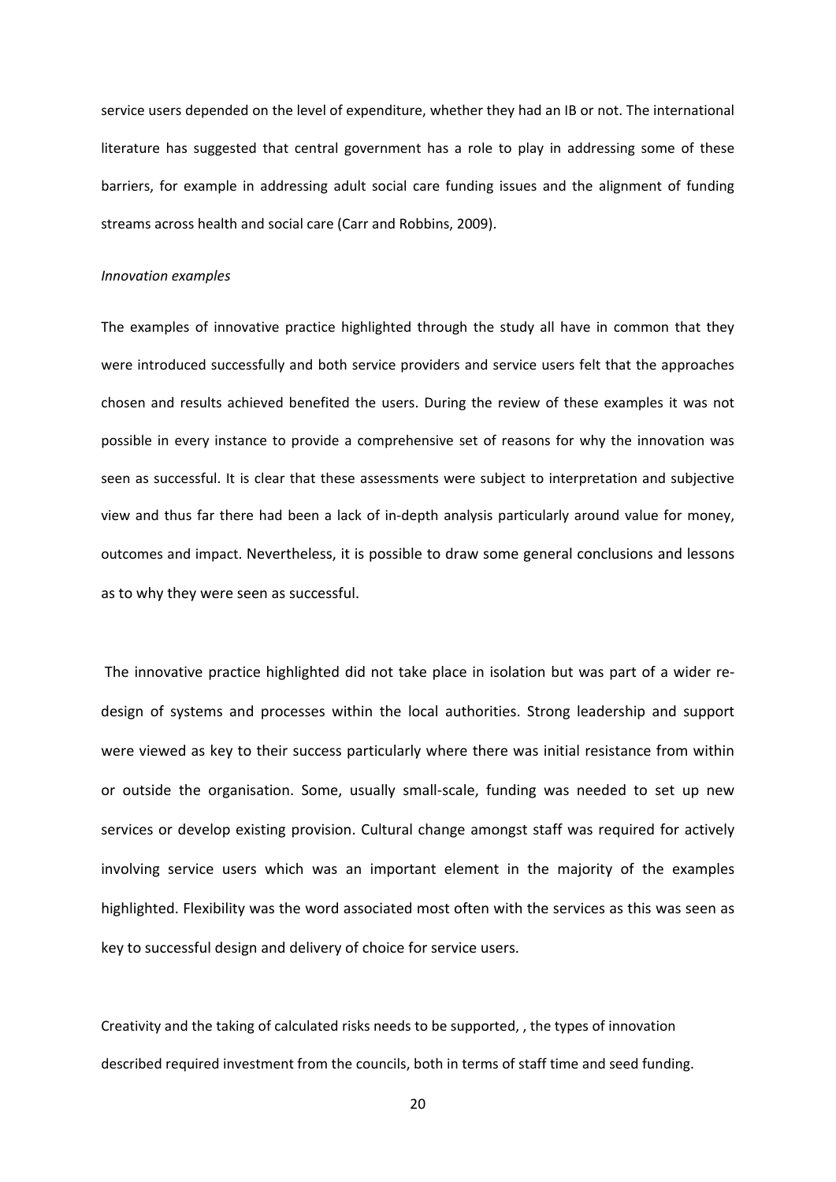service users depended on the level of expenditure, whether they had an IB or not. The international literature has suggested that central government has a role to play in addressing some of these barriers, for example in addressing adult social care funding issues and the alignment of funding streams across health and social care (Carr and Robbins, 2009).

*Innovation examples*

The examples of innovative practice highlighted through the study all have in common that they were introduced successfully and both service providers and service users felt that the approaches chosen and results achieved benefited the users. During the review of these examples it was not possible in every instance to provide a comprehensive set of reasons for why the innovation was seen as successful. It is clear that these assessments were subject to interpretation and subjective view and thus far there had been a lack of in-depth analysis particularly around value for money, outcomes and impact. Nevertheless, it is possible to draw some general conclusions and lessons as to why they were seen as successful.

The innovative practice highlighted did not take place in isolation but was part of a wider re-design of systems and processes within the local authorities. Strong leadership and support were viewed as key to their success particularly where there was initial resistance from within or outside the organisation. Some, usually small-scale, funding was needed to set up new services or develop existing provision. Cultural change amongst staff was required for actively involving service users which was an important element in the majority of the examples highlighted. Flexibility was the word associated most often with the services as this was seen as key to successful design and delivery of choice for service users.

Creativity and the taking of calculated risks needs to be supported, , the types of innovation described required investment from the councils, both in terms of staff time and seed funding.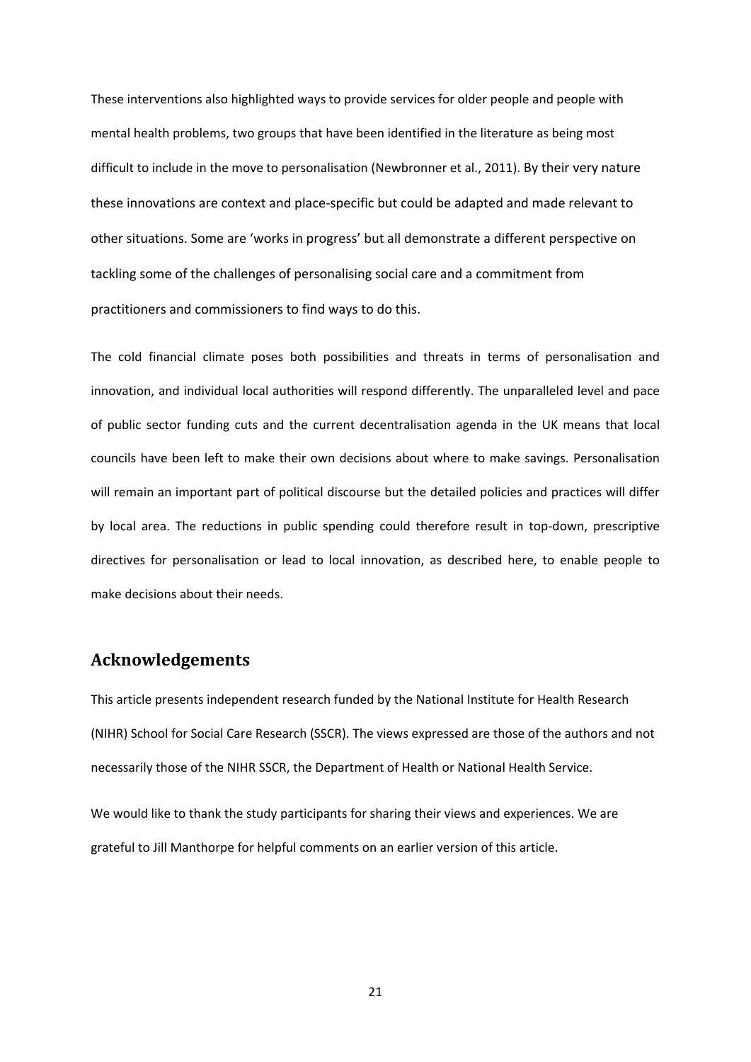These interventions also highlighted ways to provide services for older people and people with mental health problems, two groups that have been identified in the literature as being most difficult to include in the move to personalisation (Newbronner et al., 2011). By their very nature these innovations are context and place-specific but could be adapted and made relevant to other situations. Some are 'works in progress' but all demonstrate a different perspective on tackling some of the challenges of personalising social care and a commitment from practitioners and commissioners to find ways to do this.

The cold financial climate poses both possibilities and threats in terms of personalisation and innovation, and individual local authorities will respond differently. The unparalleled level and pace of public sector funding cuts and the current decentralisation agenda in the UK means that local councils have been left to make their own decisions about where to make savings. Personalisation will remain an important part of political discourse but the detailed policies and practices will differ by local area. The reductions in public spending could therefore result in top-down, prescriptive directives for personalisation or lead to local innovation, as described here, to enable people to make decisions about their needs.

## Acknowledgements

This article presents independent research funded by the National Institute for Health Research (NIHR) School for Social Care Research (SSCR). The views expressed are those of the authors and not necessarily those of the NIHR SSCR, the Department of Health or National Health Service.

We would like to thank the study participants for sharing their views and experiences. We are grateful to Jill Manthorpe for helpful comments on an earlier version of this article.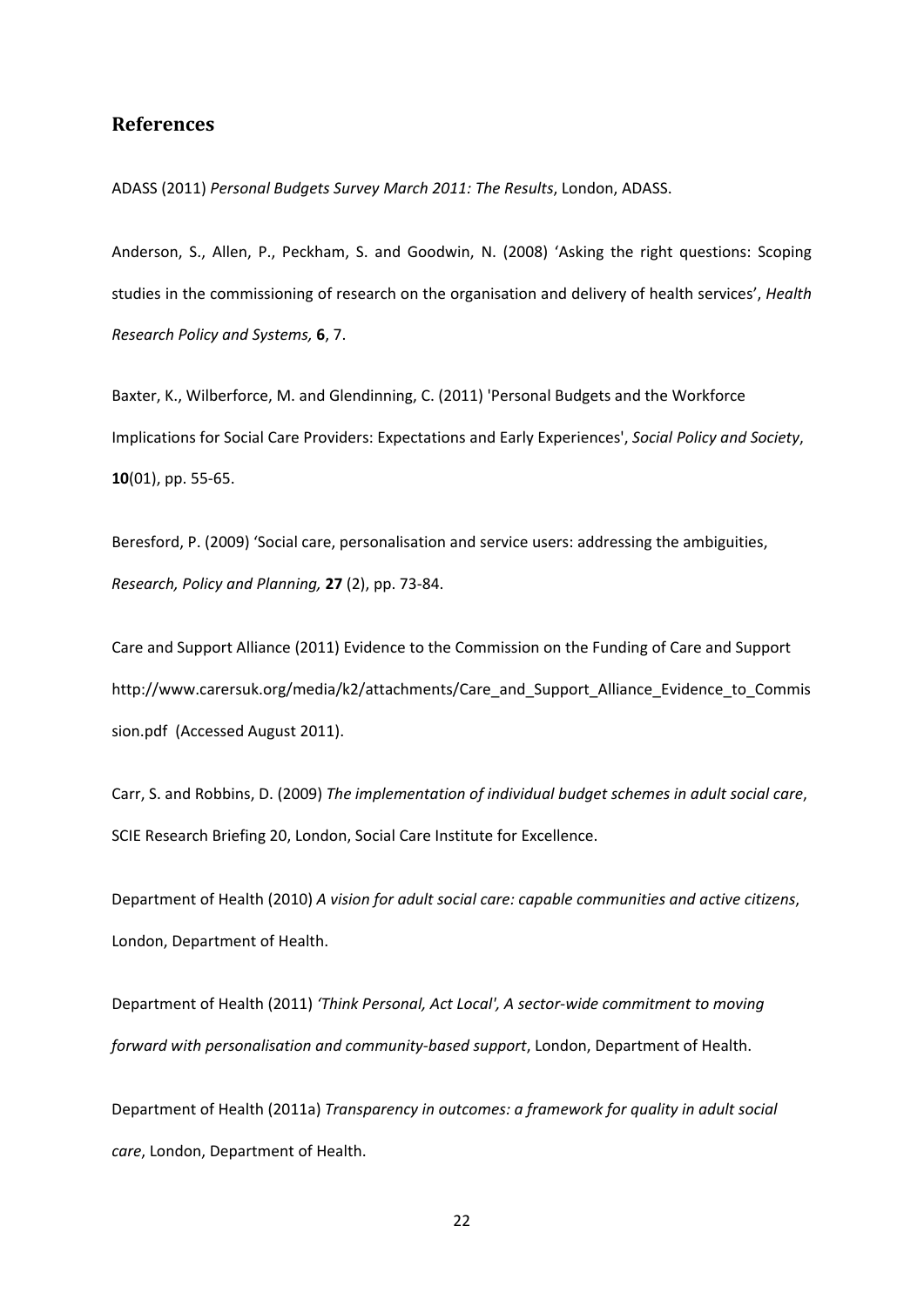## References

ADASS (2011) *Personal Budgets Survey March 2011: The Results*, London, ADASS.

Anderson, S., Allen, P., Peckham, S. and Goodwin, N. (2008) 'Asking the right questions: Scoping studies in the commissioning of research on the organisation and delivery of health services', *Health Research Policy and Systems,* **6**, 7.

Baxter, K., Wilberforce, M. and Glendinning, C. (2011) 'Personal Budgets and the Workforce Implications for Social Care Providers: Expectations and Early Experiences', *Social Policy and Society*, **10**(01), pp. 55-65.

Beresford, P. (2009) 'Social care, personalisation and service users: addressing the ambiguities, *Research, Policy and Planning,* **27** (2), pp. 73-84.

Care and Support Alliance (2011) Evidence to the Commission on the Funding of Care and Support http://www.carersuk.org/media/k2/attachments/Care_and_Support_Alliance_Evidence_to_Commission.pdf (Accessed August 2011).

Carr, S. and Robbins, D. (2009) *The implementation of individual budget schemes in adult social care*, SCIE Research Briefing 20, London, Social Care Institute for Excellence.

Department of Health (2010) *A vision for adult social care: capable communities and active citizens*, London, Department of Health.

Department of Health (2011) *'Think Personal, Act Local', A sector-wide commitment to moving forward with personalisation and community-based support*, London, Department of Health.

Department of Health (2011a) *Transparency in outcomes: a framework for quality in adult social care*, London, Department of Health.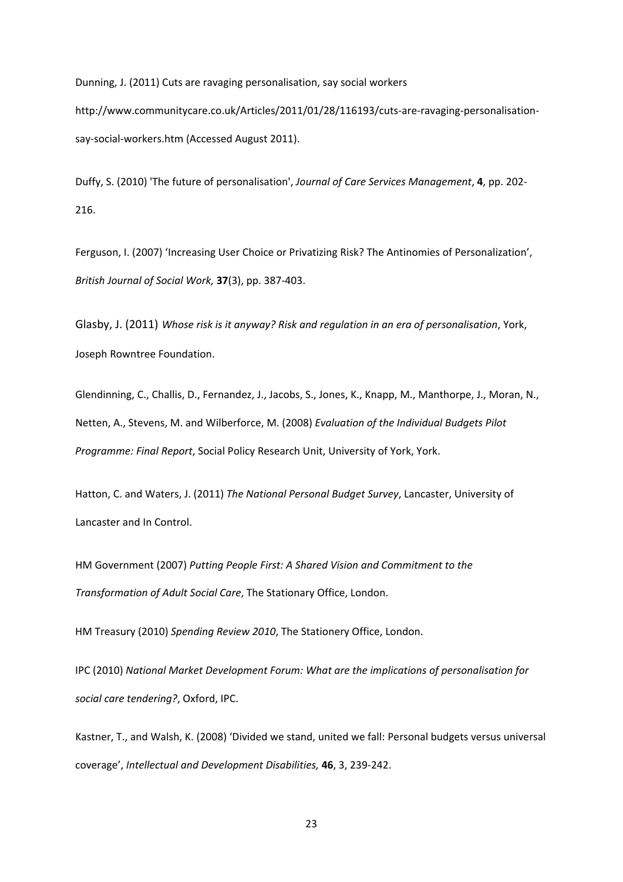Dunning, J. (2011) Cuts are ravaging personalisation, say social workers http://www.communitycare.co.uk/Articles/2011/01/28/116193/cuts-are-ravaging-personalisation-say-social-workers.htm (Accessed August 2011).

Duffy, S. (2010) 'The future of personalisation', *Journal of Care Services Management*, **4**, pp. 202-216.

Ferguson, I. (2007) 'Increasing User Choice or Privatizing Risk? The Antinomies of Personalization', *British Journal of Social Work,* **37**(3), pp. 387-403.

Glasby, J. (2011) *Whose risk is it anyway? Risk and regulation in an era of personalisation*, York, Joseph Rowntree Foundation.

Glendinning, C., Challis, D., Fernandez, J., Jacobs, S., Jones, K., Knapp, M., Manthorpe, J., Moran, N., Netten, A., Stevens, M. and Wilberforce, M. (2008) *Evaluation of the Individual Budgets Pilot Programme: Final Report*, Social Policy Research Unit, University of York, York.

Hatton, C. and Waters, J. (2011) *The National Personal Budget Survey*, Lancaster, University of Lancaster and In Control.

HM Government (2007) *Putting People First: A Shared Vision and Commitment to the Transformation of Adult Social Care*, The Stationary Office, London.

HM Treasury (2010) *Spending Review 2010*, The Stationery Office, London.

IPC (2010) *National Market Development Forum: What are the implications of personalisation for social care tendering?*, Oxford, IPC.

Kastner, T., and Walsh, K. (2008) 'Divided we stand, united we fall: Personal budgets versus universal coverage', *Intellectual and Development Disabilities,* **46**, 3, 239-242.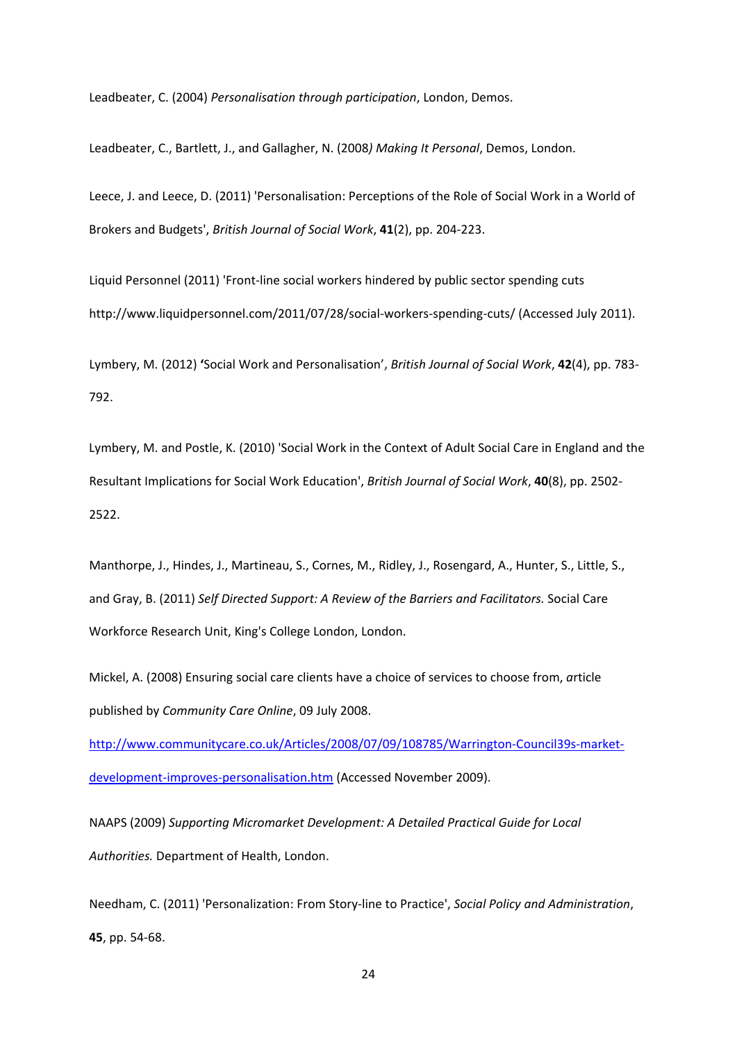Leadbeater, C. (2004) *Personalisation through participation*, London, Demos.

Leadbeater, C., Bartlett, J., and Gallagher, N. (2008*) Making It Personal*, Demos, London.

Leece, J. and Leece, D. (2011) 'Personalisation: Perceptions of the Role of Social Work in a World of Brokers and Budgets', *British Journal of Social Work*, **41**(2), pp. 204-223.

Liquid Personnel (2011) 'Front-line social workers hindered by public sector spending cuts http://www.liquidpersonnel.com/2011/07/28/social-workers-spending-cuts/ (Accessed July 2011).

Lymbery, M. (2012) **'**Social Work and Personalisation', *British Journal of Social Work*, **42**(4), pp. 783-792.

Lymbery, M. and Postle, K. (2010) 'Social Work in the Context of Adult Social Care in England and the Resultant Implications for Social Work Education', *British Journal of Social Work*, **40**(8), pp. 2502-2522.

Manthorpe, J., Hindes, J., Martineau, S., Cornes, M., Ridley, J., Rosengard, A., Hunter, S., Little, S., and Gray, B. (2011) *Self Directed Support: A Review of the Barriers and Facilitators.* Social Care Workforce Research Unit, King's College London, London.

Mickel, A. (2008) Ensuring social care clients have a choice of services to choose from, *a*rticle published by *Community Care Online*, 09 July 2008. [http://www.communitycare.co.uk/Articles/2008/07/09/108785/Warrington-Council39s-market-development-improves-personalisation.htm](http://www.communitycare.co.uk/Articles/2008/07/09/108785/Warrington-Council39s-market-development-improves-personalisation.htm) (Accessed November 2009).

NAAPS (2009) *Supporting Micromarket Development: A Detailed Practical Guide for Local Authorities.* Department of Health, London.

Needham, C. (2011) 'Personalization: From Story-line to Practice', *Social Policy and Administration*, **45**, pp. 54-68.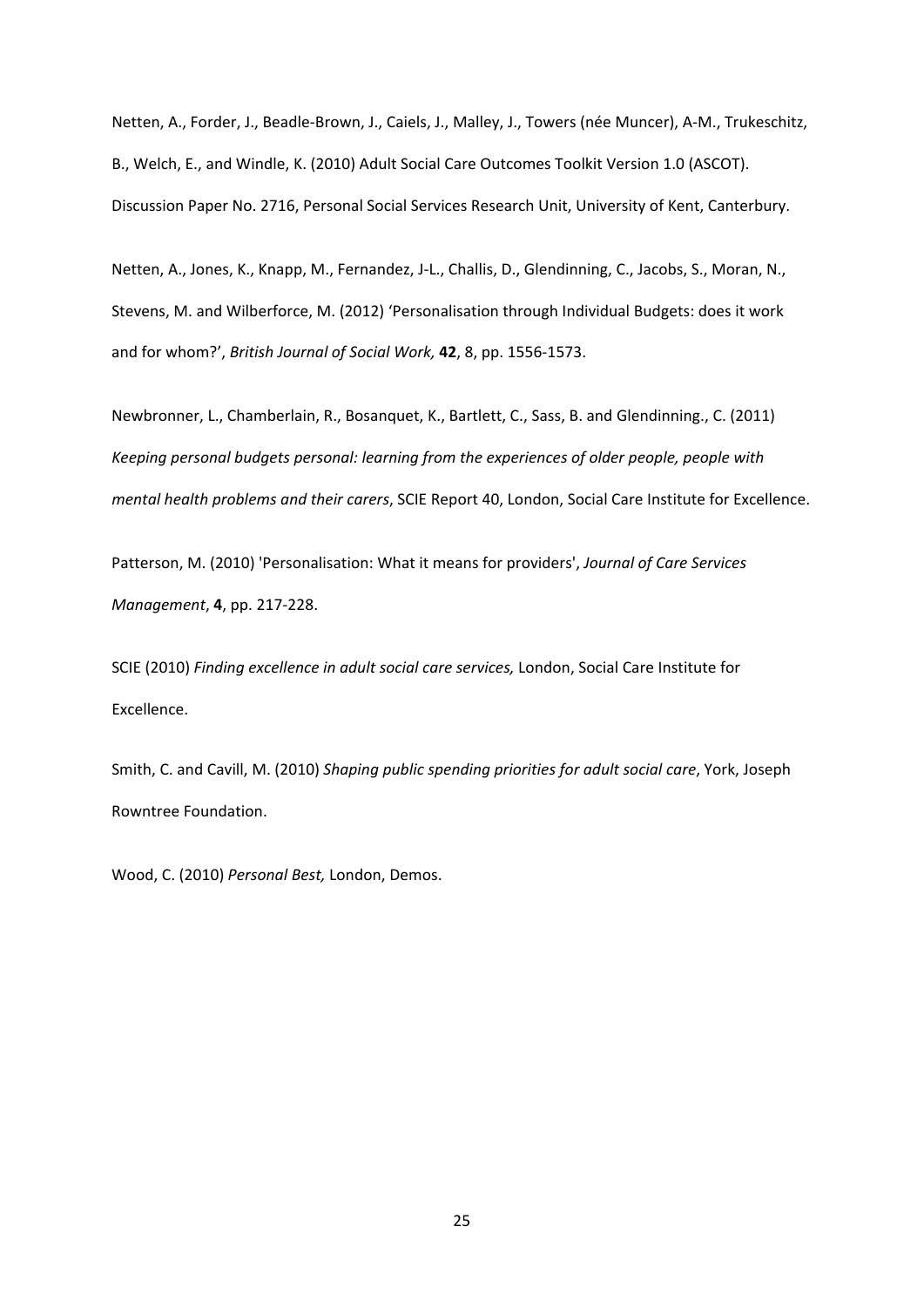Netten, A., Forder, J., Beadle-Brown, J., Caiels, J., Malley, J., Towers (née Muncer), A-M., Trukeschitz, B., Welch, E., and Windle, K. (2010) Adult Social Care Outcomes Toolkit Version 1.0 (ASCOT). Discussion Paper No. 2716, Personal Social Services Research Unit, University of Kent, Canterbury.

Netten, A., Jones, K., Knapp, M., Fernandez, J-L., Challis, D., Glendinning, C., Jacobs, S., Moran, N., Stevens, M. and Wilberforce, M. (2012) 'Personalisation through Individual Budgets: does it work and for whom?', *British Journal of Social Work,* **42**, 8, pp. 1556-1573.

Newbronner, L., Chamberlain, R., Bosanquet, K., Bartlett, C., Sass, B. and Glendinning., C. (2011) *Keeping personal budgets personal: learning from the experiences of older people, people with mental health problems and their carers*, SCIE Report 40, London, Social Care Institute for Excellence.

Patterson, M. (2010) 'Personalisation: What it means for providers', *Journal of Care Services Management*, **4**, pp. 217-228.

SCIE (2010) *Finding excellence in adult social care services,* London, Social Care Institute for Excellence.

Smith, C. and Cavill, M. (2010) *Shaping public spending priorities for adult social care*, York, Joseph Rowntree Foundation.

Wood, C. (2010) *Personal Best,* London, Demos.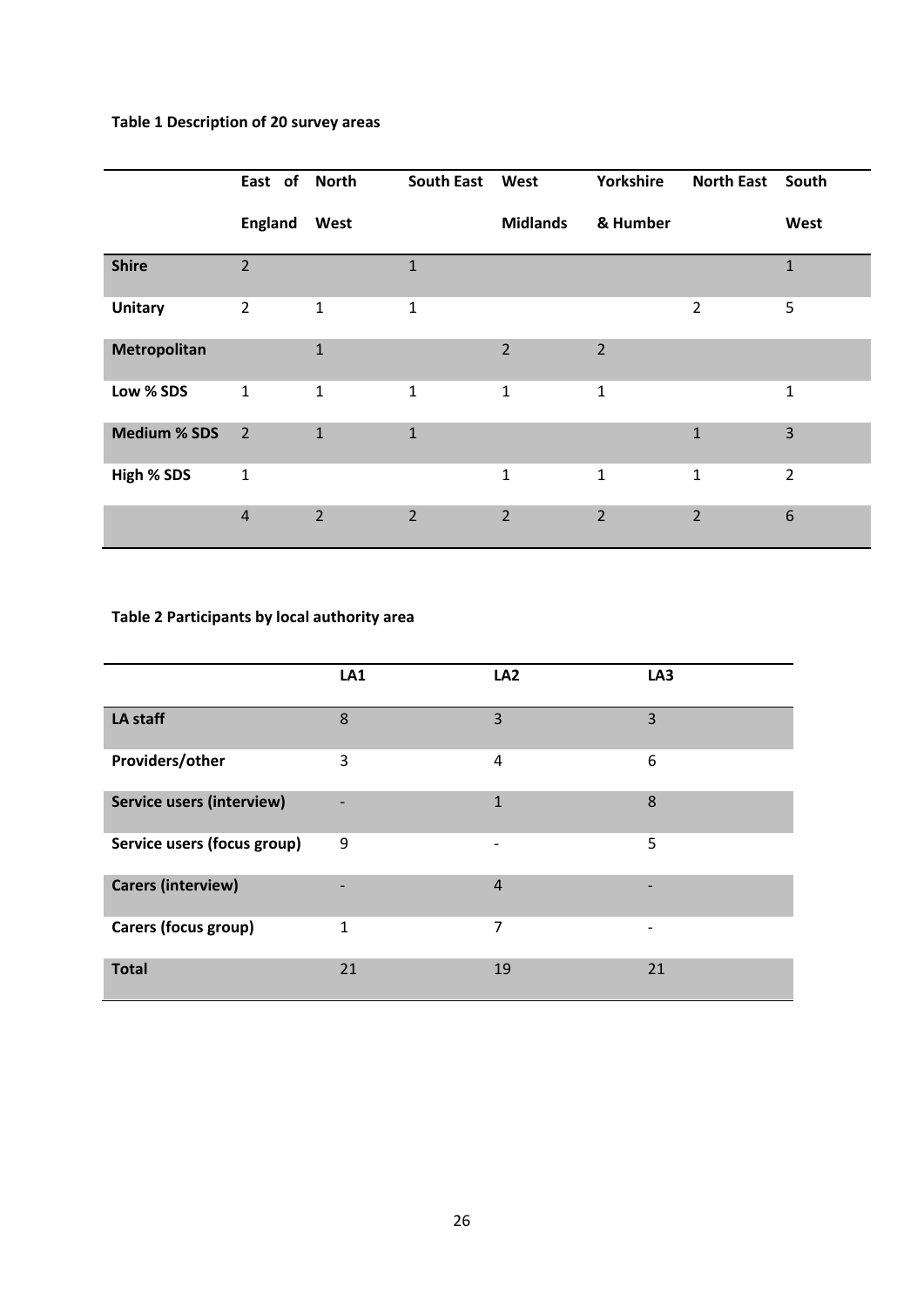**Table 1 Description of 20 survey areas**

| | East of England | North West | South East | West Midlands | Yorkshire & Humber | North East | South West |
|---|---|---|---|---|---|---|---|
| **Shire** | 2 | | 1 | | | | 1 |
| **Unitary** | 2 | 1 | 1 | | | 2 | 5 |
| **Metropolitan** | | 1 | | 2 | 2 | | |
| **Low % SDS** | 1 | 1 | 1 | 1 | 1 | | 1 |
| **Medium % SDS** | 2 | 1 | 1 | | | 1 | 3 |
| **High % SDS** | 1 | | | 1 | 1 | 1 | 2 |
| | 4 | 2 | 2 | 2 | 2 | 2 | 6 |

**Table 2 Participants by local authority area**

| | LA1 | LA2 | LA3 |
|---|---|---|---|
| **LA staff** | 8 | 3 | 3 |
| **Providers/other** | 3 | 4 | 6 |
| **Service users (interview)** | - | 1 | 8 |
| **Service users (focus group)** | 9 | - | 5 |
| **Carers (interview)** | - | 4 | - |
| **Carers (focus group)** | 1 | 7 | - |
| **Total** | 21 | 19 | 21 |